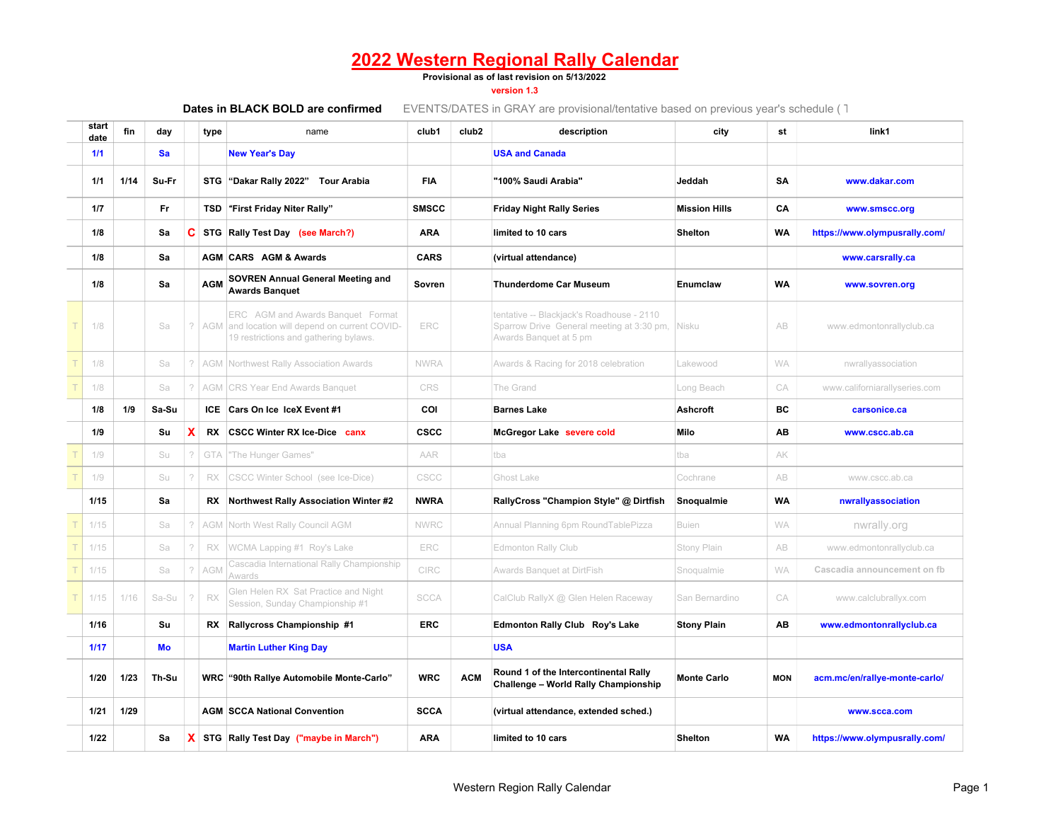# 2022 Western Regional Rally Calendar

**Provisional as of last revision on 5/13/2022**

version 1.3

**Dates in BLACK BOLD are confirmed** EVENTS/DATES in GRAY are provisional/tentative based on previous year's schedule ( T

| | start date | fin | day | | type | name | club1 | club2 | description | city | st | link1 |
|---|---|---|---|---|---|---|---|---|---|---|---|---|
| | 1/1 | | Sa | | | New Year's Day | | | USA and Canada | | | |
| | 1/1 | 1/14 | Su-Fr | | STG | "Dakar Rally 2022" Tour Arabia | FIA | | "100% Saudi Arabia" | Jeddah | SA | www.dakar.com |
| | 1/7 | | Fr | | TSD | "First Friday Niter Rally" | SMSCC | | Friday Night Rally Series | Mission Hills | CA | www.smscc.org |
| | 1/8 | | Sa | C | STG | Rally Test Day (see March?) | ARA | | limited to 10 cars | Shelton | WA | https://www.olympusrally.com/ |
| | 1/8 | | Sa | | AGM | CARS AGM & Awards | CARS | | (virtual attendance) | | | www.carsrally.ca |
| | 1/8 | | Sa | | AGM | SOVREN Annual General Meeting and Awards Banquet | Sovren | | Thunderdome Car Museum | Enumclaw | WA | www.sovren.org |
| T | 1/8 | | Sa | ? | AGM | ERC AGM and Awards Banquet Format and location will depend on current COVID-19 restrictions and gathering bylaws. | ERC | | tentative -- Blackjack's Roadhouse - 2110 Sparrow Drive General meeting at 3:30 pm, Awards Banquet at 5 pm | Nisku | AB | www.edmontonrallyclub.ca |
| T | 1/8 | | Sa | ? | AGM | Northwest Rally Association Awards | NWRA | | Awards & Racing for 2018 celebration | Lakewood | WA | nwrallyassociation |
| T | 1/8 | | Sa | ? | AGM | CRS Year End Awards Banquet | CRS | | The Grand | Long Beach | CA | www.californiarallyseries.com |
| | 1/8 | 1/9 | Sa-Su | | ICE | Cars On Ice IceX Event #1 | COI | | Barnes Lake | Ashcroft | BC | carsonice.ca |
| | 1/9 | | Su | X | RX | CSCC Winter RX Ice-Dice canx | CSCC | | McGregor Lake severe cold | Milo | AB | www.cscc.ab.ca |
| T | 1/9 | | Su | ? | GTA | "The Hunger Games" | AAR | | tba | tba | AK | |
| T | 1/9 | | Su | ? | RX | CSCC Winter School (see Ice-Dice) | CSCC | | Ghost Lake | Cochrane | AB | www.cscc.ab.ca |
| | 1/15 | | Sa | | RX | Northwest Rally Association Winter #2 | NWRA | | RallyCross "Champion Style" @ Dirtfish | Snoqualmie | WA | nwrallyassociation |
| T | 1/15 | | Sa | ? | AGM | North West Rally Council AGM | NWRC | | Annual Planning 6pm RoundTablePizza | Buien | WA | nwrally.org |
| T | 1/15 | | Sa | ? | RX | WCMA Lapping #1 Roy's Lake | ERC | | Edmonton Rally Club | Stony Plain | AB | www.edmontonrallyclub.ca |
| T | 1/15 | | Sa | ? | AGM | Cascadia International Rally Championship Awards | CIRC | | Awards Banquet at DirtFish | Snoqualmie | WA | Cascadia announcement on fb |
| T | 1/15 | 1/16 | Sa-Su | ? | RX | Glen Helen RX Sat Practice and Night Session, Sunday Championship #1 | SCCA | | CalClub RallyX @ Glen Helen Raceway | San Bernardino | CA | www.calclubrallyx.com |
| | 1/16 | | Su | | RX | Rallycross Championship #1 | ERC | | Edmonton Rally Club Roy's Lake | Stony Plain | AB | www.edmontonrallyclub.ca |
| | 1/17 | | Mo | | | Martin Luther King Day | | | USA | | | |
| | 1/20 | 1/23 | Th-Su | | WRC | "90th Rallye Automobile Monte-Carlo" | WRC | ACM | Round 1 of the Intercontinental Rally Challenge – World Rally Championship | Monte Carlo | MON | acm.mc/en/rallye-monte-carlo/ |
| | 1/21 | 1/29 | | | AGM | SCCA National Convention | SCCA | | (virtual attendance, extended sched.) | | | www.scca.com |
| | 1/22 | | Sa | X | STG | Rally Test Day ("maybe in March") | ARA | | limited to 10 cars | Shelton | WA | https://www.olympusrally.com/ |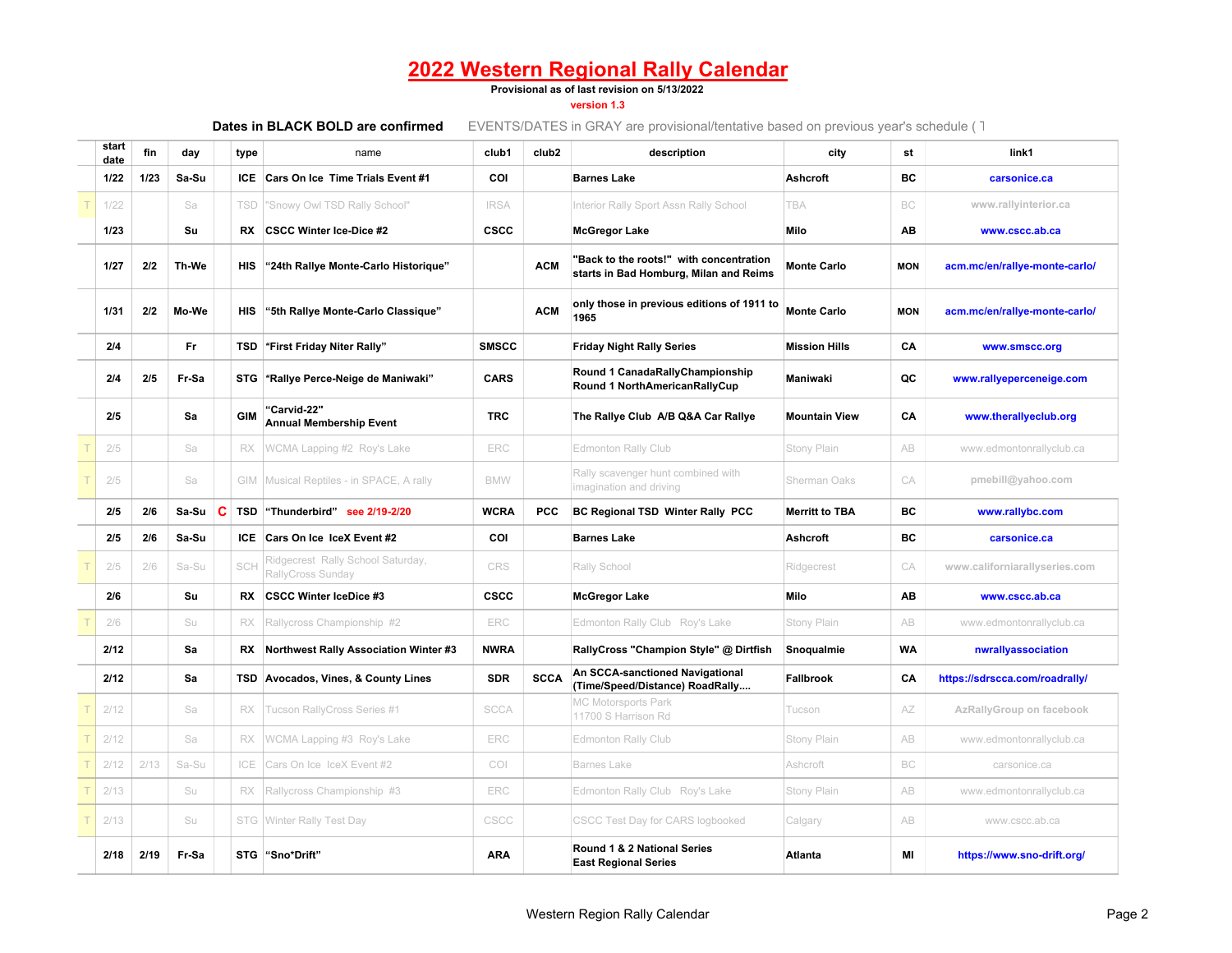# 2022 Western Regional Rally Calendar

**Provisional as of last revision on 5/13/2022**

version 1.3

**Dates in BLACK BOLD are confirmed** EVENTS/DATES in GRAY are provisional/tentative based on previous year's schedule ( T

| | start date | fin | day | | type | name | club1 | club2 | description | city | st | link1 |
|---|---|---|---|---|---|---|---|---|---|---|---|---|
| | **1/22** | **1/23** | **Sa-Su** | | **ICE** | **Cars On Ice Time Trials Event #1** | **COI** | | **Barnes Lake** | **Ashcroft** | **BC** | **carsonice.ca** |
| T | 1/22 | | Sa | | TSD | "Snowy Owl TSD Rally School" | IRSA | | Interior Rally Sport Assn Rally School | TBA | BC | www.rallyinterior.ca |
| | **1/23** | | **Su** | | **RX** | **CSCC Winter Ice-Dice #2** | **CSCC** | | **McGregor Lake** | **Milo** | **AB** | **www.cscc.ab.ca** |
| | **1/27** | **2/2** | **Th-We** | | **HIS** | **"24th Rallye Monte-Carlo Historique"** | | **ACM** | **"Back to the roots!" with concentration starts in Bad Homburg, Milan and Reims** | **Monte Carlo** | **MON** | **acm.mc/en/rallye-monte-carlo/** |
| | **1/31** | **2/2** | **Mo-We** | | **HIS** | **"5th Rallye Monte-Carlo Classique"** | | **ACM** | **only those in previous editions of 1911 to 1965** | **Monte Carlo** | **MON** | **acm.mc/en/rallye-monte-carlo/** |
| | **2/4** | | **Fr** | | **TSD** | **"First Friday Niter Rally"** | **SMSCC** | | **Friday Night Rally Series** | **Mission Hills** | **CA** | **www.smscc.org** |
| | **2/4** | **2/5** | **Fr-Sa** | | **STG** | **"Rallye Perce-Neige de Maniwaki"** | **CARS** | | **Round 1 CanadaRallyChampionship Round 1 NorthAmericanRallyCup** | **Maniwaki** | **QC** | **www.rallyeperceneige.com** |
| | **2/5** | | **Sa** | | **GIM** | **"Carvid-22" Annual Membership Event** | **TRC** | | **The Rallye Club A/B Q&A Car Rallye** | **Mountain View** | **CA** | **www.therallyeclub.org** |
| T | 2/5 | | Sa | | RX | WCMA Lapping #2 Roy's Lake | ERC | | Edmonton Rally Club | Stony Plain | AB | www.edmontonrallyclub.ca |
| T | 2/5 | | Sa | | GIM | Musical Reptiles - in SPACE, A rally | BMW | | Rally scavenger hunt combined with imagination and driving | Sherman Oaks | CA | pmebill@yahoo.com |
| | **2/5** | **2/6** | **Sa-Su** | **C** | **TSD** | **"Thunderbird" see 2/19-2/20** | **WCRA** | **PCC** | **BC Regional TSD Winter Rally PCC** | **Merritt to TBA** | **BC** | **www.rallybc.com** |
| | **2/5** | **2/6** | **Sa-Su** | | **ICE** | **Cars On Ice IceX Event #2** | **COI** | | **Barnes Lake** | **Ashcroft** | **BC** | **carsonice.ca** |
| T | 2/5 | 2/6 | Sa-Su | | SCH | Ridgecrest Rally School Saturday, RallyCross Sunday | CRS | | Rally School | Ridgecrest | CA | www.californiarallyseries.com |
| | **2/6** | | **Su** | | **RX** | **CSCC Winter IceDice #3** | **CSCC** | | **McGregor Lake** | **Milo** | **AB** | **www.cscc.ab.ca** |
| T | 2/6 | | Su | | RX | Rallycross Championship #2 | ERC | | Edmonton Rally Club Roy's Lake | Stony Plain | AB | www.edmontonrallyclub.ca |
| | **2/12** | | **Sa** | | **RX** | **Northwest Rally Association Winter #3** | **NWRA** | | **RallyCross "Champion Style" @ Dirtfish** | **Snoqualmie** | **WA** | **nwrallyassociation** |
| | **2/12** | | **Sa** | | **TSD** | **Avocados, Vines, & County Lines** | **SDR** | **SCCA** | **An SCCA-sanctioned Navigational (Time/Speed/Distance) RoadRally....** | **Fallbrook** | **CA** | **https://sdrscca.com/roadrally/** |
| T | 2/12 | | Sa | | RX | Tucson RallyCross Series #1 | SCCA | | MC Motorsports Park 11700 S Harrison Rd | Tucson | AZ | AzRallyGroup on facebook |
| T | 2/12 | | Sa | | RX | WCMA Lapping #3 Roy's Lake | ERC | | Edmonton Rally Club | Stony Plain | AB | www.edmontonrallyclub.ca |
| T | 2/12 | 2/13 | Sa-Su | | ICE | Cars On Ice IceX Event #2 | COI | | Barnes Lake | Ashcroft | BC | carsonice.ca |
| T | 2/13 | | Su | | RX | Rallycross Championship #3 | ERC | | Edmonton Rally Club Roy's Lake | Stony Plain | AB | www.edmontonrallyclub.ca |
| T | 2/13 | | Su | | STG | Winter Rally Test Day | CSCC | | CSCC Test Day for CARS logbooked | Calgary | AB | www.cscc.ab.ca |
| | **2/18** | **2/19** | **Fr-Sa** | | **STG** | **"Sno*Drift"** | **ARA** | | **Round 1 & 2 National Series East Regional Series** | **Atlanta** | **MI** | **https://www.sno-drift.org/** |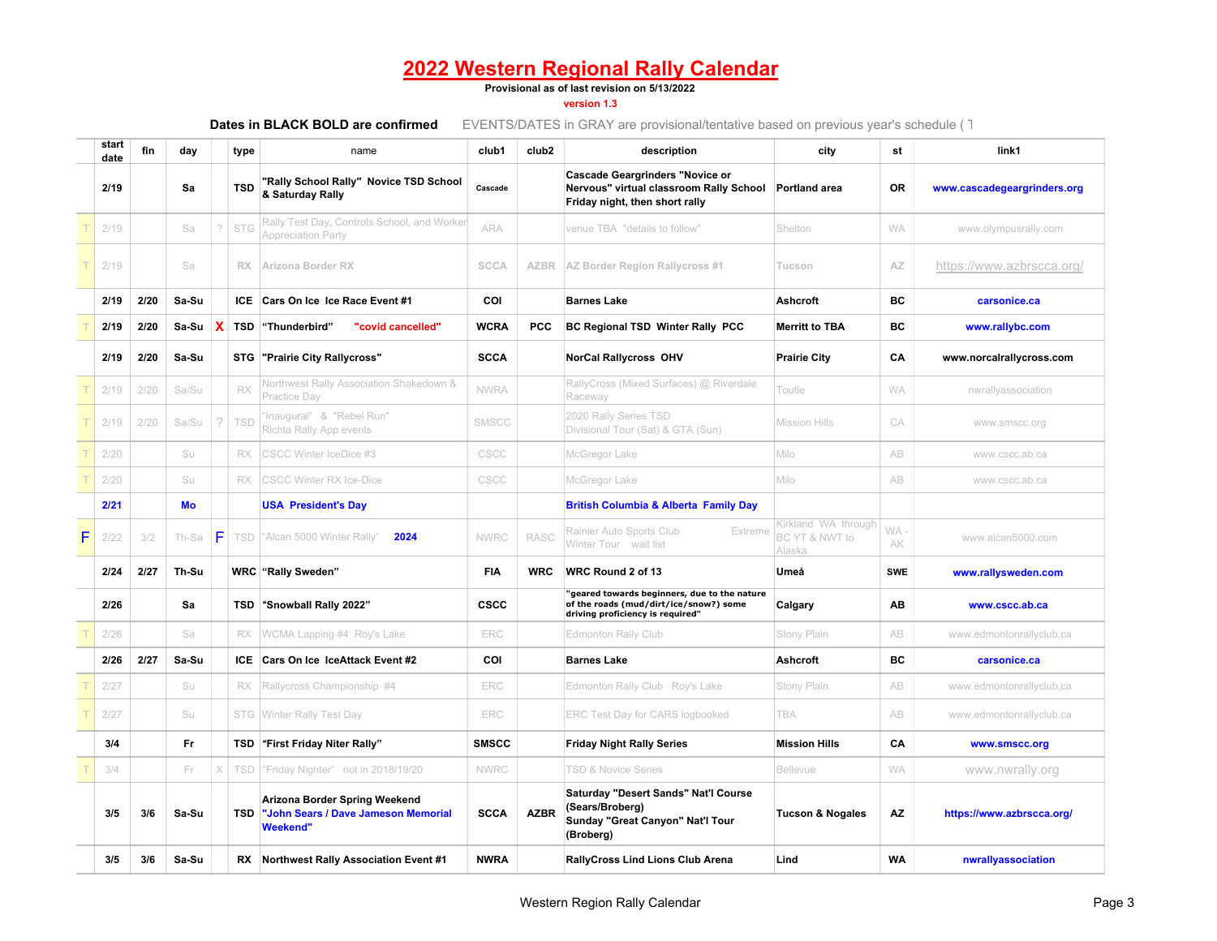# 2022 Western Regional Rally Calendar

**Provisional as of last revision on 5/13/2022**

version 1.3

**Dates in BLACK BOLD are confirmed** EVENTS/DATES in GRAY are provisional/tentative based on previous year's schedule ( T

| | start date | fin | day | | type | name | club1 | club2 | description | city | st | link1 |
|---|---|---|---|---|---|---|---|---|---|---|---|---|
| | **2/19** | | **Sa** | | **TSD** | **"Rally School Rally" Novice TSD School & Saturday Rally** | **Cascade** | | **Cascade Geargrinders "Novice or Nervous" virtual classroom Rally School Friday night, then short rally** | **Portland area** | **OR** | **www.cascadegeargrinders.org** |
| T | 2/19 | | Sa | ? | STG | Rally Test Day, Controls School, and Worker Appreciation Party | ARA | | venue TBA "details to follow" | Shelton | WA | www.olympusrally.com |
| T | 2/19 | | Sa | | RX | Arizona Border RX | SCCA | AZBR | AZ Border Region Rallycross #1 | Tucson | AZ | https://www.azbrscca.org/ |
| | **2/19** | **2/20** | **Sa-Su** | | **ICE** | **Cars On Ice Ice Race Event #1** | **COI** | | **Barnes Lake** | **Ashcroft** | **BC** | **carsonice.ca** |
| T | **2/19** | **2/20** | **Sa-Su** | X | **TSD** | **"Thunderbird" "covid cancelled"** | **WCRA** | **PCC** | **BC Regional TSD Winter Rally PCC** | **Merritt to TBA** | **BC** | **www.rallybc.com** |
| | **2/19** | **2/20** | **Sa-Su** | | **STG** | **"Prairie City Rallycross"** | **SCCA** | | **NorCal Rallycross OHV** | **Prairie City** | **CA** | **www.norcalrallycross.com** |
| T | 2/19 | 2/20 | Sa/Su | | RX | Northwest Rally Association Shakedown & Practice Day | NWRA | | RallyCross (Mixed Surfaces) @ Riverdale Raceway | Toutle | WA | nwrallyassociation |
| T | 2/19 | 2/20 | Sa/Su | ? | TSD | "Inaugural" & "Rebel Run" Richta Rally App events | SMSCC | | 2020 Rally Series TSD Divisional Tour (Sat) & GTA (Sun) | Mission Hills | CA | www.smscc.org |
| T | 2/20 | | Su | | RX | CSCC Winter IceDice #3 | CSCC | | McGregor Lake | Milo | AB | www.cscc.ab.ca |
| T | 2/20 | | Su | | RX | CSCC Winter RX Ice-Dice | CSCC | | McGregor Lake | Milo | AB | www.cscc.ab.ca |
| | **2/21** | | **Mo** | | | **USA President's Day** | | | **British Columbia & Alberta Family Day** | | | |
| F | 2/22 | 3/2 | Th-Sa | F | TSD | "Alcan 5000 Winter Rally" **2024** | NWRC | RASC | Rainier Auto Sports Club Extreme Winter Tour wait list | Kirkland WA through BC YT & NWT to Alaska | WA - AK | www.alcan5000.com |
| | **2/24** | **2/27** | **Th-Su** | | **WRC** | **"Rally Sweden"** | **FIA** | **WRC** | **WRC Round 2 of 13** | **Umeå** | **SWE** | **www.rallysweden.com** |
| | **2/26** | | **Sa** | | **TSD** | **"Snowball Rally 2022"** | **CSCC** | | **"geared towards beginners, due to the nature of the roads (mud/dirt/ice/snow?) some driving proficiency is required"** | **Calgary** | **AB** | **www.cscc.ab.ca** |
| T | 2/26 | | Sa | | RX | WCMA Lapping #4 Roy's Lake | ERC | | Edmonton Rally Club | Stony Plain | AB | www.edmontonrallyclub.ca |
| | **2/26** | **2/27** | **Sa-Su** | | **ICE** | **Cars On Ice IceAttack Event #2** | **COI** | | **Barnes Lake** | **Ashcroft** | **BC** | **carsonice.ca** |
| T | 2/27 | | Su | | RX | Rallycross Championship #4 | ERC | | Edmonton Rally Club Roy's Lake | Stony Plain | AB | www.edmontonrallyclub.ca |
| T | 2/27 | | Su | | STG | Winter Rally Test Day | ERC | | ERC Test Day for CARS logbooked | TBA | AB | www.edmontonrallyclub.ca |
| | **3/4** | | **Fr** | | **TSD** | **"First Friday Niter Rally"** | **SMSCC** | | **Friday Night Rally Series** | **Mission Hills** | **CA** | **www.smscc.org** |
| T | 3/4 | | Fr | X | TSD | "Friday Nighter" not in 2018/19/20 | NWRC | | TSD & Novice Series | Bellevue | WA | www.nwrally.org |
| | **3/5** | **3/6** | **Sa-Su** | | **TSD** | **Arizona Border Spring Weekend "John Sears / Dave Jameson Memorial Weekend"** | **SCCA** | **AZBR** | **Saturday "Desert Sands" Nat'l Course (Sears/Broberg) Sunday "Great Canyon" Nat'l Tour (Broberg)** | **Tucson & Nogales** | **AZ** | **https://www.azbrscca.org/** |
| | **3/5** | **3/6** | **Sa-Su** | | **RX** | **Northwest Rally Association Event #1** | **NWRA** | | **RallyCross Lind Lions Club Arena** | **Lind** | **WA** | **nwrallyassociation** |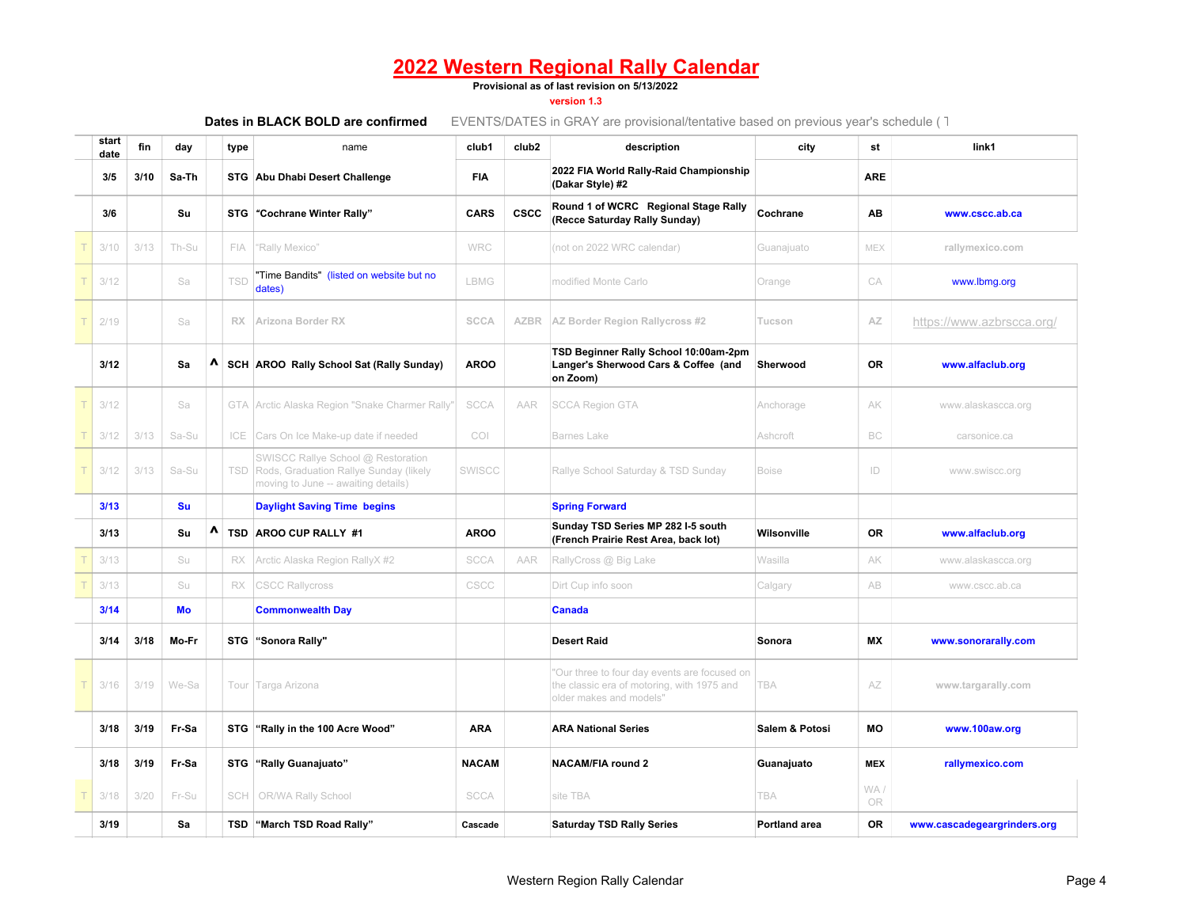# 2022 Western Regional Rally Calendar

**Provisional as of last revision on 5/13/2022**

version 1.3

**Dates in BLACK BOLD are confirmed** EVENTS/DATES in GRAY are provisional/tentative based on previous year's schedule ( T

| | start date | fin | day | | type | name | club1 | club2 | description | city | st | link1 |
|---|---|---|---|---|---|---|---|---|---|---|---|---|
| | **3/5** | **3/10** | **Sa-Th** | | **STG** | **Abu Dhabi Desert Challenge** | **FIA** | | **2022 FIA World Rally-Raid Championship (Dakar Style) #2** | | **ARE** | |
| | **3/6** | | **Su** | | **STG** | **"Cochrane Winter Rally"** | **CARS** | **CSCC** | **Round 1 of WCRC Regional Stage Rally (Recce Saturday Rally Sunday)** | **Cochrane** | **AB** | **www.cscc.ab.ca** |
| T | 3/10 | 3/13 | Th-Su | | FIA | "Rally Mexico" | WRC | | (not on 2022 WRC calendar) | Guanajuato | MEX | rallymexico.com |
| T | 3/12 | | Sa | | TSD | "Time Bandits" (listed on website but no dates) | LBMG | | modified Monte Carlo | Orange | CA | www.lbmg.org |
| T | 2/19 | | Sa | | RX | Arizona Border RX | SCCA | AZBR | AZ Border Region Rallycross #2 | Tucson | AZ | https://www.azbrscca.org/ |
| | **3/12** | | **Sa** | **^** | **SCH** | **AROO Rally School Sat (Rally Sunday)** | **AROO** | | **TSD Beginner Rally School 10:00am-2pm Langer's Sherwood Cars & Coffee (and on Zoom)** | **Sherwood** | **OR** | **www.alfaclub.org** |
| T | 3/12 | | Sa | | GTA | Arctic Alaska Region "Snake Charmer Rally" | SCCA | AAR | SCCA Region GTA | Anchorage | AK | www.alaskascca.org |
| T | 3/12 | 3/13 | Sa-Su | | ICE | Cars On Ice Make-up date if needed | COI | | Barnes Lake | Ashcroft | BC | carsonice.ca |
| T | 3/12 | 3/13 | Sa-Su | | TSD | SWISCC Rallye School @ Restoration Rods, Graduation Rallye Sunday (likely moving to June -- awaiting details) | SWISCC | | Rallye School Saturday & TSD Sunday | Boise | ID | www.swiscc.org |
| | **3/13** | | **Su** | | | **Daylight Saving Time begins** | | | **Spring Forward** | | | |
| | **3/13** | | **Su** | **^** | **TSD** | **AROO CUP RALLY #1** | **AROO** | | **Sunday TSD Series MP 282 I-5 south (French Prairie Rest Area, back lot)** | **Wilsonville** | **OR** | **www.alfaclub.org** |
| T | 3/13 | | Su | | RX | Arctic Alaska Region RallyX #2 | SCCA | AAR | RallyCross @ Big Lake | Wasilla | AK | www.alaskascca.org |
| T | 3/13 | | Su | | RX | CSCC Rallycross | CSCC | | Dirt Cup info soon | Calgary | AB | www.cscc.ab.ca |
| | **3/14** | | **Mo** | | | **Commonwealth Day** | | | **Canada** | | | |
| | **3/14** | **3/18** | **Mo-Fr** | | **STG** | **"Sonora Rally"** | | | **Desert Raid** | **Sonora** | **MX** | **www.sonorarally.com** |
| T | 3/16 | 3/19 | We-Sa | | Tour | Targa Arizona | | | "Our three to four day events are focused on the classic era of motoring, with 1975 and older makes and models" | TBA | AZ | www.targarally.com |
| | **3/18** | **3/19** | **Fr-Sa** | | **STG** | **"Rally in the 100 Acre Wood"** | **ARA** | | **ARA National Series** | **Salem & Potosi** | **MO** | **www.100aw.org** |
| | **3/18** | **3/19** | **Fr-Sa** | | **STG** | **"Rally Guanajuato"** | **NACAM** | | **NACAM/FIA round 2** | **Guanajuato** | **MEX** | **rallymexico.com** |
| T | 3/18 | 3/20 | Fr-Su | | SCH | OR/WA Rally School | SCCA | | site TBA | TBA | WA / OR | |
| | **3/19** | | **Sa** | | **TSD** | **"March TSD Road Rally"** | **Cascade** | | **Saturday TSD Rally Series** | **Portland area** | **OR** | **www.cascadegeargrinders.org** |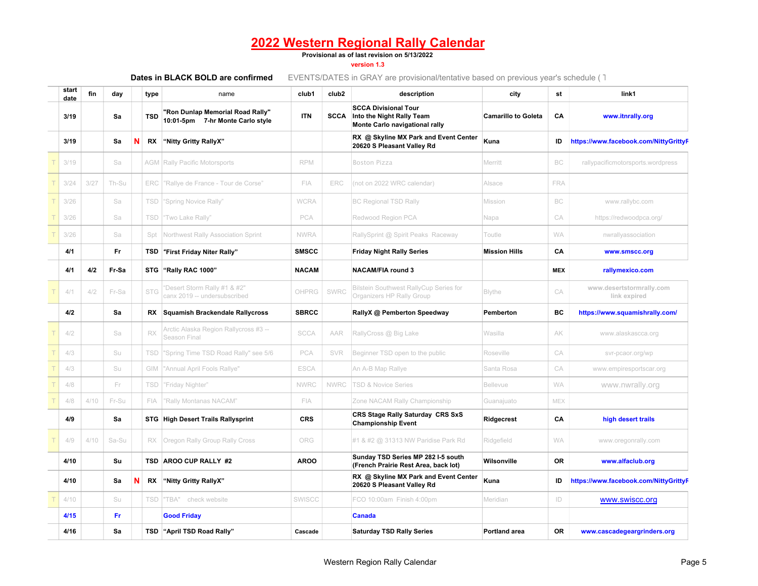# 2022 Western Regional Rally Calendar

**Provisional as of last revision on 5/13/2022**

version 1.3

**Dates in BLACK BOLD are confirmed** EVENTS/DATES in GRAY are provisional/tentative based on previous year's schedule ( T

| | start date | fin | day | | type | name | club1 | club2 | description | city | st | link1 |
|---|---|---|---|---|---|---|---|---|---|---|---|---|
| | **3/19** | | **Sa** | | **TSD** | **"Ron Dunlap Memorial Road Rally" 10:01-5pm 7-hr Monte Carlo style** | **ITN** | **SCCA** | **SCCA Divisional Tour Into the Night Rally Team Monte Carlo navigational rally** | **Camarillo to Goleta** | **CA** | **www.itnrally.org** |
| | **3/19** | | **Sa** | **N** | **RX** | **"Nitty Gritty RallyX"** | | | **RX @ Skyline MX Park and Event Center 20620 S Pleasant Valley Rd** | **Kuna** | **ID** | **https://www.facebook.com/NittyGrittyR** |
| T | 3/19 | | Sa | | AGM | Rally Pacific Motorsports | RPM | | Boston Pizza | Merritt | BC | rallypacificmotorsports.wordpress |
| T | 3/24 | 3/27 | Th-Su | | ERC | "Rallye de France - Tour de Corse" | FIA | ERC | (not on 2022 WRC calendar) | Alsace | FRA | |
| T | 3/26 | | Sa | | TSD | "Spring Novice Rally" | WCRA | | BC Regional TSD Rally | Mission | BC | www.rallybc.com |
| T | 3/26 | | Sa | | TSD | "Two Lake Rally" | PCA | | Redwood Region PCA | Napa | CA | https://redwoodpca.org/ |
| T | 3/26 | | Sa | | Spt | Northwest Rally Association Sprint | NWRA | | RallySprint @ Spirit Peaks Raceway | Toutle | WA | nwrallyassociation |
| | **4/1** | | **Fr** | | **TSD** | **"First Friday Niter Rally"** | **SMSCC** | | **Friday Night Rally Series** | **Mission Hills** | **CA** | **www.smscc.org** |
| | **4/1** | **4/2** | **Fr-Sa** | | **STG** | **"Rally RAC 1000"** | **NACAM** | | **NACAM/FIA round 3** | | **MEX** | **rallymexico.com** |
| T | 4/1 | 4/2 | Fr-Sa | | STG | "Desert Storm Rally #1 & #2" canx 2019 -- undersubscribed | OHPRG | SWRC | Bilstein Southwest RallyCup Series for Organizers HP Rally Group | Blythe | CA | www.desertstormrally.com link expired |
| | **4/2** | | **Sa** | | **RX** | **Squamish Brackendale Rallycross** | **SBRCC** | | **RallyX @ Pemberton Speedway** | **Pemberton** | **BC** | **https://www.squamishrally.com/** |
| T | 4/2 | | Sa | | RX | Arctic Alaska Region Rallycross #3 -- Season Final | SCCA | AAR | RallyCross @ Big Lake | Wasilla | AK | www.alaskascca.org |
| T | 4/3 | | Su | | TSD | "Spring Time TSD Road Rally" see 5/6 | PCA | SVR | Beginner TSD open to the public | Roseville | CA | svr-pcaor.org/wp |
| T | 4/3 | | Su | | GIM | "Annual April Fools Rallye" | ESCA | | An A-B Map Rallye | Santa Rosa | CA | www.empiresportscar.org |
| T | 4/8 | | Fr | | TSD | "Friday Nighter" | NWRC | NWRC | TSD & Novice Series | Bellevue | WA | www.nwrally.org |
| T | 4/8 | 4/10 | Fr-Su | | FIA | "Rally Montanas NACAM" | FIA | | Zone NACAM Rally Championship | Guanajuato | MEX | |
| | **4/9** | | **Sa** | | **STG** | **High Desert Trails Rallysprint** | **CRS** | | **CRS Stage Rally Saturday CRS SxS Championship Event** | **Ridgecrest** | **CA** | **high desert trails** |
| T | 4/9 | 4/10 | Sa-Su | | RX | Oregon Rally Group Rally Cross | ORG | | #1 & #2 @ 31313 NW Paridise Park Rd | Ridgefield | WA | www.oregonrally.com |
| | **4/10** | | **Su** | | **TSD** | **AROO CUP RALLY #2** | **AROO** | | **Sunday TSD Series MP 282 I-5 south (French Prairie Rest Area, back lot)** | **Wilsonville** | **OR** | **www.alfaclub.org** |
| | **4/10** | | **Sa** | **N** | **RX** | **"Nitty Gritty RallyX"** | | | **RX @ Skyline MX Park and Event Center 20620 S Pleasant Valley Rd** | **Kuna** | **ID** | **https://www.facebook.com/NittyGrittyR** |
| T | 4/10 | | Su | | TSD | "TBA" check website | SWISCC | | FCO 10:00am Finish 4:00pm | Meridian | ID | www.swiscc.org |
| | **4/15** | | **Fr** | | | **Good Friday** | | | **Canada** | | | |
| | **4/16** | | **Sa** | | **TSD** | **"April TSD Road Rally"** | **Cascade** | | **Saturday TSD Rally Series** | **Portland area** | **OR** | **www.cascadegeargrinders.org** |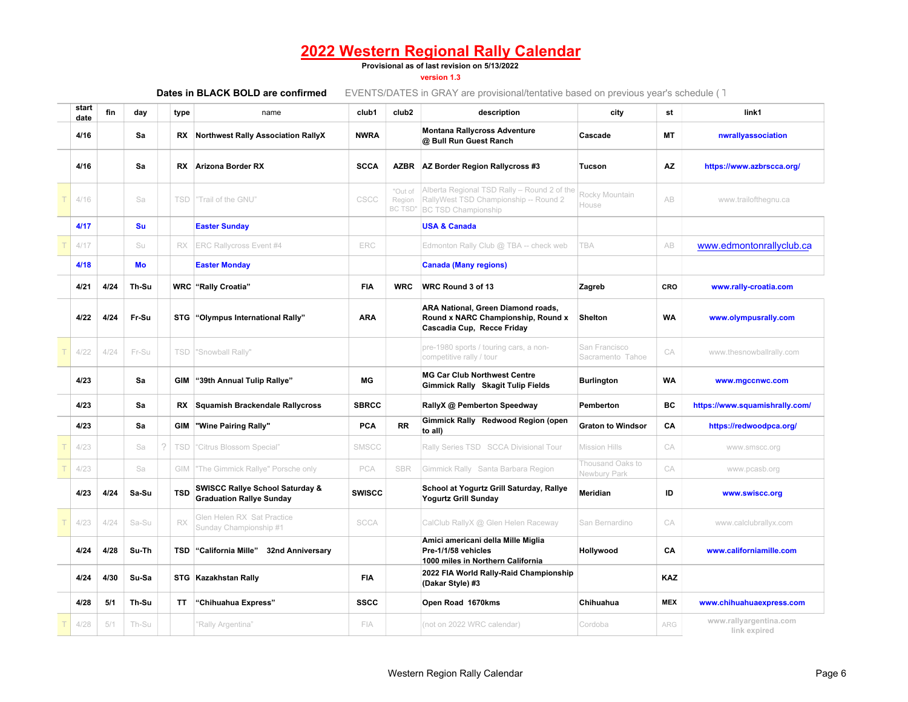# 2022 Western Regional Rally Calendar

**Provisional as of last revision on 5/13/2022**

version 1.3

**Dates in BLACK BOLD are confirmed** EVENTS/DATES in GRAY are provisional/tentative based on previous year's schedule ( T

| | start date | fin | day | | type | name | club1 | club2 | description | city | st | link1 |
|---|---|---|---|---|---|---|---|---|---|---|---|---|
| | **4/16** | | **Sa** | | **RX** | **Northwest Rally Association RallyX** | **NWRA** | | **Montana Rallycross Adventure @ Bull Run Guest Ranch** | **Cascade** | **MT** | nwrallyassociation |
| | **4/16** | | **Sa** | | **RX** | **Arizona Border RX** | **SCCA** | **AZBR** | **AZ Border Region Rallycross #3** | **Tucson** | **AZ** | https://www.azbrscca.org/ |
| T | 4/16 | | Sa | | TSD | "Trail of the GNU" | CSCC | "Out of Region BC TSD" | Alberta Regional TSD Rally – Round 2 of the RallyWest TSD Championship -- Round 2 BC TSD Championship | Rocky Mountain House | AB | www.trailofthegnu.ca |
| | **4/17** | | **Su** | | | **Easter Sunday** | | | **USA & Canada** | | | |
| T | 4/17 | | Su | | RX | ERC Rallycross Event #4 | ERC | | Edmonton Rally Club @ TBA -- check web | TBA | AB | www.edmontonrallyclub.ca |
| | **4/18** | | **Mo** | | | **Easter Monday** | | | **Canada (Many regions)** | | | |
| | **4/21** | **4/24** | **Th-Su** | | **WRC** | **"Rally Croatia"** | **FIA** | **WRC** | **WRC Round 3 of 13** | **Zagreb** | **CRO** | www.rally-croatia.com |
| | **4/22** | **4/24** | **Fr-Su** | | **STG** | **"Olympus International Rally"** | **ARA** | | **ARA National, Green Diamond roads, Round x NARC Championship, Round x Cascadia Cup, Recce Friday** | **Shelton** | **WA** | www.olympusrally.com |
| T | 4/22 | 4/24 | Fr-Su | | TSD | "Snowball Rally" | | | pre-1980 sports / touring cars, a non-competitive rally / tour | San Francisco Sacramento Tahoe | CA | www.thesnowballrally.com |
| | **4/23** | | **Sa** | | **GIM** | **"39th Annual Tulip Rallye"** | **MG** | | **MG Car Club Northwest Centre Gimmick Rally Skagit Tulip Fields** | **Burlington** | **WA** | www.mgccnwc.com |
| | **4/23** | | **Sa** | | **RX** | **Squamish Brackendale Rallycross** | **SBRCC** | | **RallyX @ Pemberton Speedway** | **Pemberton** | **BC** | https://www.squamishrally.com/ |
| | **4/23** | | **Sa** | | **GIM** | **"Wine Pairing Rally"** | **PCA** | **RR** | **Gimmick Rally Redwood Region (open to all)** | **Graton to Windsor** | **CA** | https://redwoodpca.org/ |
| T | 4/23 | | Sa | ? | TSD | "Citrus Blossom Special" | SMSCC | | Rally Series TSD SCCA Divisional Tour | Mission Hills | CA | www.smscc.org |
| T | 4/23 | | Sa | | GIM | "The Gimmick Rallye" Porsche only | PCA | SBR | Gimmick Rally Santa Barbara Region | Thousand Oaks to Newbury Park | CA | www.pcasb.org |
| | **4/23** | **4/24** | **Sa-Su** | | **TSD** | **SWISCC Rallye School Saturday & Graduation Rallye Sunday** | **SWISCC** | | **School at Yogurtz Grill Saturday, Rallye Yogurtz Grill Sunday** | **Meridian** | **ID** | www.swiscc.org |
| T | 4/23 | 4/24 | Sa-Su | | RX | Glen Helen RX Sat Practice Sunday Championship #1 | SCCA | | CalClub RallyX @ Glen Helen Raceway | San Bernardino | CA | www.calclubrallyx.com |
| | **4/24** | **4/28** | **Su-Th** | | **TSD** | **"California Mille" 32nd Anniversary** | | | **Amici americani della Mille Miglia Pre-1/1/58 vehicles 1000 miles in Northern California** | **Hollywood** | **CA** | www.californiamille.com |
| | **4/24** | **4/30** | **Su-Sa** | | **STG** | **Kazakhstan Rally** | **FIA** | | **2022 FIA World Rally-Raid Championship (Dakar Style) #3** | | **KAZ** | |
| | **4/28** | **5/1** | **Th-Su** | | **TT** | **"Chihuahua Express"** | **SSCC** | | **Open Road 1670kms** | **Chihuahua** | **MEX** | www.chihuahuaexpress.com |
| T | 4/28 | 5/1 | Th-Su | | | "Rally Argentina" | FIA | | (not on 2022 WRC calendar) | Cordoba | ARG | www.rallyargentina.com link expired |

Western Region Rally Calendar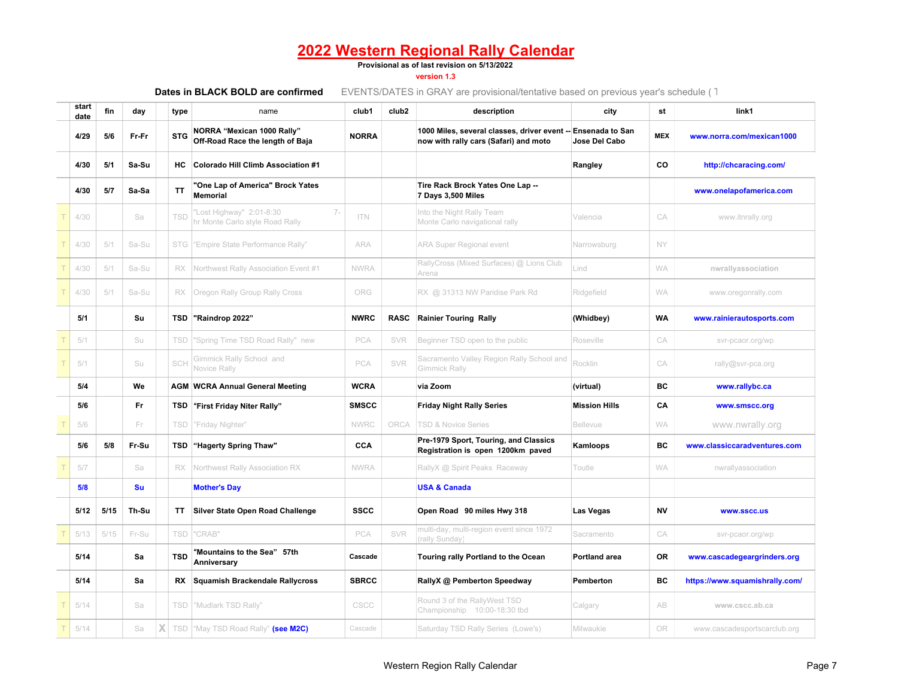# 2022 Western Regional Rally Calendar

**Provisional as of last revision on 5/13/2022**

version 1.3

**Dates in BLACK BOLD are confirmed** EVENTS/DATES in GRAY are provisional/tentative based on previous year's schedule ( T

| | start date | fin | day | | type | name | club1 | club2 | description | city | st | link1 |
|---|---|---|---|---|---|---|---|---|---|---|---|---|
| | **4/29** | **5/6** | **Fr-Fr** | | **STG** | **NORRA "Mexican 1000 Rally" Off-Road Race the length of Baja** | **NORRA** | | **1000 Miles, several classes, driver event -- now with rally cars (Safari) and moto** | **Ensenada to San Jose Del Cabo** | **MEX** | **www.norra.com/mexican1000** |
| | **4/30** | **5/1** | **Sa-Su** | | **HC** | **Colorado Hill Climb Association #1** | | | | **Rangley** | **CO** | **http://chcaracing.com/** |
| | **4/30** | **5/7** | **Sa-Sa** | | **TT** | **"One Lap of America" Brock Yates Memorial** | | | **Tire Rack Brock Yates One Lap -- 7 Days 3,500 Miles** | | | **www.onelapofamerica.com** |
| T | 4/30 | | Sa | | TSD | "Lost Highway" 2:01-8:30 7-hr Monte Carlo style Road Rally | ITN | | Into the Night Rally Team Monte Carlo navigational rally | Valencia | CA | www.itnrally.org |
| T | 4/30 | 5/1 | Sa-Su | | STG | "Empire State Performance Rally" | ARA | | ARA Super Regional event | Narrowsburg | NY | |
| T | 4/30 | 5/1 | Sa-Su | | RX | Northwest Rally Association Event #1 | NWRA | | RallyCross (Mixed Surfaces) @ Lions Club Arena | Lind | WA | nwrallyassociation |
| T | 4/30 | 5/1 | Sa-Su | | RX | Oregon Rally Group Rally Cross | ORG | | RX @ 31313 NW Paridise Park Rd | Ridgefield | WA | www.oregonrally.com |
| | **5/1** | | **Su** | | **TSD** | **"Raindrop 2022"** | **NWRC** | **RASC** | **Rainier Touring Rally** | **(Whidbey)** | **WA** | **www.rainierautosports.com** |
| T | 5/1 | | Su | | TSD | "Spring Time TSD Road Rally" new | PCA | SVR | Beginner TSD open to the public | Roseville | CA | svr-pcaor.org/wp |
| T | 5/1 | | Su | | SCH | Gimmick Rally School and Novice Rally | PCA | SVR | Sacramento Valley Region Rally School and Gimmick Rally | Rocklin | CA | rally@svr-pca.org |
| | **5/4** | | **We** | | **AGM** | **WCRA Annual General Meeting** | **WCRA** | | **via Zoom** | **(virtual)** | **BC** | **www.rallybc.ca** |
| | **5/6** | | **Fr** | | **TSD** | **"First Friday Niter Rally"** | **SMSCC** | | **Friday Night Rally Series** | **Mission Hills** | **CA** | **www.smscc.org** |
| T | 5/6 | | Fr | | TSD | "Friday Nighter" | NWRC | ORCA | TSD & Novice Series | Bellevue | WA | www.nwrally.org |
| | **5/6** | **5/8** | **Fr-Su** | | **TSD** | **"Hagerty Spring Thaw"** | **CCA** | | **Pre-1979 Sport, Touring, and Classics Registration is open 1200km paved** | **Kamloops** | **BC** | **www.classiccaradventures.com** |
| T | 5/7 | | Sa | | RX | Northwest Rally Association RX | NWRA | | RallyX @ Spirit Peaks Raceway | Toutle | WA | nwrallyassociation |
| | **5/8** | | **Su** | | | **Mother's Day** | | | **USA & Canada** | | | |
| | **5/12** | **5/15** | **Th-Su** | | **TT** | **Silver State Open Road Challenge** | **SSCC** | | **Open Road 90 miles Hwy 318** | **Las Vegas** | **NV** | **www.sscc.us** |
| T | 5/13 | 5/15 | Fr-Su | | TSD | "CRAB" | PCA | SVR | multi-day, multi-region event since 1972 (rally Sunday) | Sacramento | CA | svr-pcaor.org/wp |
| | **5/14** | | **Sa** | | **TSD** | **"Mountains to the Sea" 57th Anniversary** | **Cascade** | | **Touring rally Portland to the Ocean** | **Portland area** | **OR** | **www.cascadegeargrinders.org** |
| | **5/14** | | **Sa** | | **RX** | **Squamish Brackendale Rallycross** | **SBRCC** | | **RallyX @ Pemberton Speedway** | **Pemberton** | **BC** | **https://www.squamishrally.com/** |
| T | 5/14 | | Sa | | TSD | "Mudlark TSD Rally" | CSCC | | Round 3 of the RallyWest TSD Championship 10:00-18:30 tbd | Calgary | AB | www.cscc.ab.ca |
| T | 5/14 | | Sa | X | TSD | "May TSD Road Rally" **(see M2C)** | Cascade | | Saturday TSD Rally Series (Lowe's) | Milwaukie | OR | www.cascadesportscarclub.org |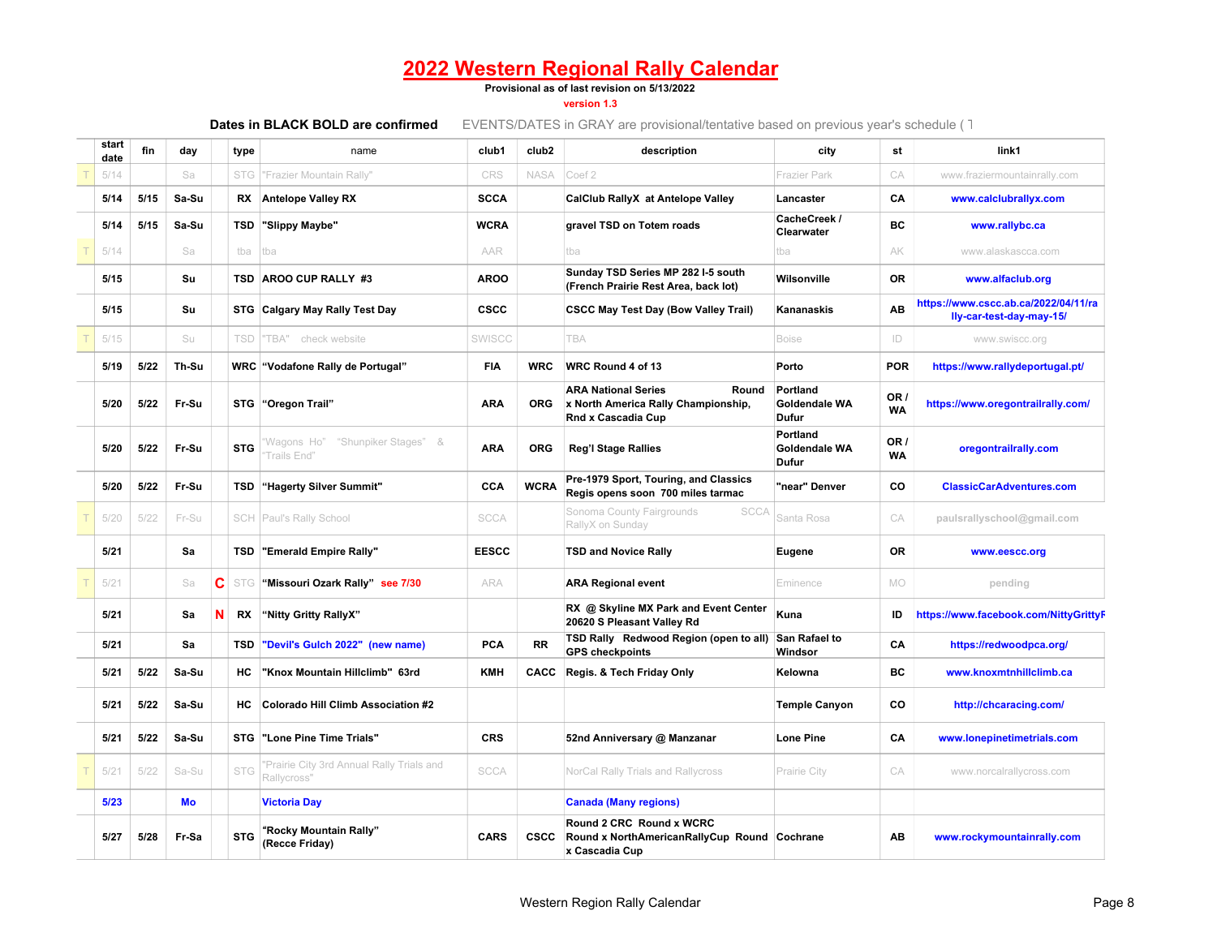# 2022 Western Regional Rally Calendar

**Provisional as of last revision on 5/13/2022**

version 1.3

**Dates in BLACK BOLD are confirmed** EVENTS/DATES in GRAY are provisional/tentative based on previous year's schedule ( T

| | start date | fin | day | | type | name | club1 | club2 | description | city | st | link1 |
|---|---|---|---|---|---|---|---|---|---|---|---|---|
| T | 5/14 | | Sa | | STG | "Frazier Mountain Rally" | CRS | NASA | Coef 2 | Frazier Park | CA | www.fraziermountainrally.com |
| | **5/14** | **5/15** | **Sa-Su** | | **RX** | **Antelope Valley RX** | **SCCA** | | **CalClub RallyX at Antelope Valley** | **Lancaster** | **CA** | **www.calclubrallyx.com** |
| | **5/14** | **5/15** | **Sa-Su** | | **TSD** | **"Slippy Maybe"** | **WCRA** | | **gravel TSD on Totem roads** | **CacheCreek / Clearwater** | **BC** | **www.rallybc.ca** |
| T | 5/14 | | Sa | | tba | tba | AAR | | tba | tba | AK | www.alaskascca.com |
| | **5/15** | | **Su** | | **TSD** | **AROO CUP RALLY #3** | **AROO** | | **Sunday TSD Series MP 282 I-5 south (French Prairie Rest Area, back lot)** | **Wilsonville** | **OR** | **www.alfaclub.org** |
| | **5/15** | | **Su** | | **STG** | **Calgary May Rally Test Day** | **CSCC** | | **CSCC May Test Day (Bow Valley Trail)** | **Kananaskis** | **AB** | **https://www.cscc.ab.ca/2022/04/11/rally-car-test-day-may-15/** |
| T | 5/15 | | Su | | TSD | "TBA" check website | SWISCC | | TBA | Boise | ID | www.swiscc.org |
| | **5/19** | **5/22** | **Th-Su** | | **WRC** | **"Vodafone Rally de Portugal"** | **FIA** | **WRC** | **WRC Round 4 of 13** | **Porto** | **POR** | **https://www.rallydeportugal.pt/** |
| | **5/20** | **5/22** | **Fr-Su** | | **STG** | **"Oregon Trail"** | **ARA** | **ORG** | **ARA National Series Round x North America Rally Championship, Rnd x Cascadia Cup** | **Portland Goldendale WA Dufur** | **OR / WA** | **https://www.oregontrailrally.com/** |
| | **5/20** | **5/22** | **Fr-Su** | | **STG** | "Wagons Ho" "Shunpiker Stages" & "Trails End" | **ARA** | **ORG** | **Reg'l Stage Rallies** | **Portland Goldendale WA Dufur** | **OR / WA** | **oregontrailrally.com** |
| | **5/20** | **5/22** | **Fr-Su** | | **TSD** | **"Hagerty Silver Summit"** | **CCA** | **WCRA** | **Pre-1979 Sport, Touring, and Classics Regis opens soon 700 miles tarmac** | **"near" Denver** | **CO** | **ClassicCarAdventures.com** |
| T | 5/20 | 5/22 | Fr-Su | | SCH | Paul's Rally School | SCCA | | Sonoma County Fairgrounds SCCA RallyX on Sunday | Santa Rosa | CA | paulsrallyschool@gmail.com |
| | **5/21** | | **Sa** | | **TSD** | **"Emerald Empire Rally"** | **EESCC** | | **TSD and Novice Rally** | **Eugene** | **OR** | **www.eescc.org** |
| T | 5/21 | | Sa | C | STG | **"Missouri Ozark Rally"** see 7/30 | ARA | | **ARA Regional event** | Eminence | MO | pending |
| | **5/21** | | **Sa** | N | **RX** | **"Nitty Gritty RallyX"** | | | **RX @ Skyline MX Park and Event Center 20620 S Pleasant Valley Rd** | **Kuna** | **ID** | **https://www.facebook.com/NittyGrittyR** |
| | **5/21** | | **Sa** | | **TSD** | **"Devil's Gulch 2022" (new name)** | **PCA** | **RR** | **TSD Rally Redwood Region (open to all) GPS checkpoints** | **San Rafael to Windsor** | **CA** | **https://redwoodpca.org/** |
| | **5/21** | **5/22** | **Sa-Su** | | **HC** | **"Knox Mountain Hillclimb" 63rd** | **KMH** | **CACC** | **Regis. & Tech Friday Only** | **Kelowna** | **BC** | **www.knoxmtnhillclimb.ca** |
| | **5/21** | **5/22** | **Sa-Su** | | **HC** | **Colorado Hill Climb Association #2** | | | | **Temple Canyon** | **CO** | **http://chcaracing.com/** |
| | **5/21** | **5/22** | **Sa-Su** | | **STG** | **"Lone Pine Time Trials"** | **CRS** | | **52nd Anniversary @ Manzanar** | **Lone Pine** | **CA** | **www.lonepinetimetrials.com** |
| T | 5/21 | 5/22 | Sa-Su | | STG | "Prairie City 3rd Annual Rally Trials and Rallycross" | SCCA | | NorCal Rally Trials and Rallycross | Prairie City | CA | www.norcalrallycross.com |
| | **5/23** | | **Mo** | | | **Victoria Day** | | | **Canada (Many regions)** | | | |
| | **5/27** | **5/28** | **Fr-Sa** | | **STG** | **"Rocky Mountain Rally" (Recce Friday)** | **CARS** | **CSCC** | **Round 2 CRC Round x WCRC Round x NorthAmericanRallyCup Round x Cascadia Cup** | **Cochrane** | **AB** | **www.rockymountainrally.com** |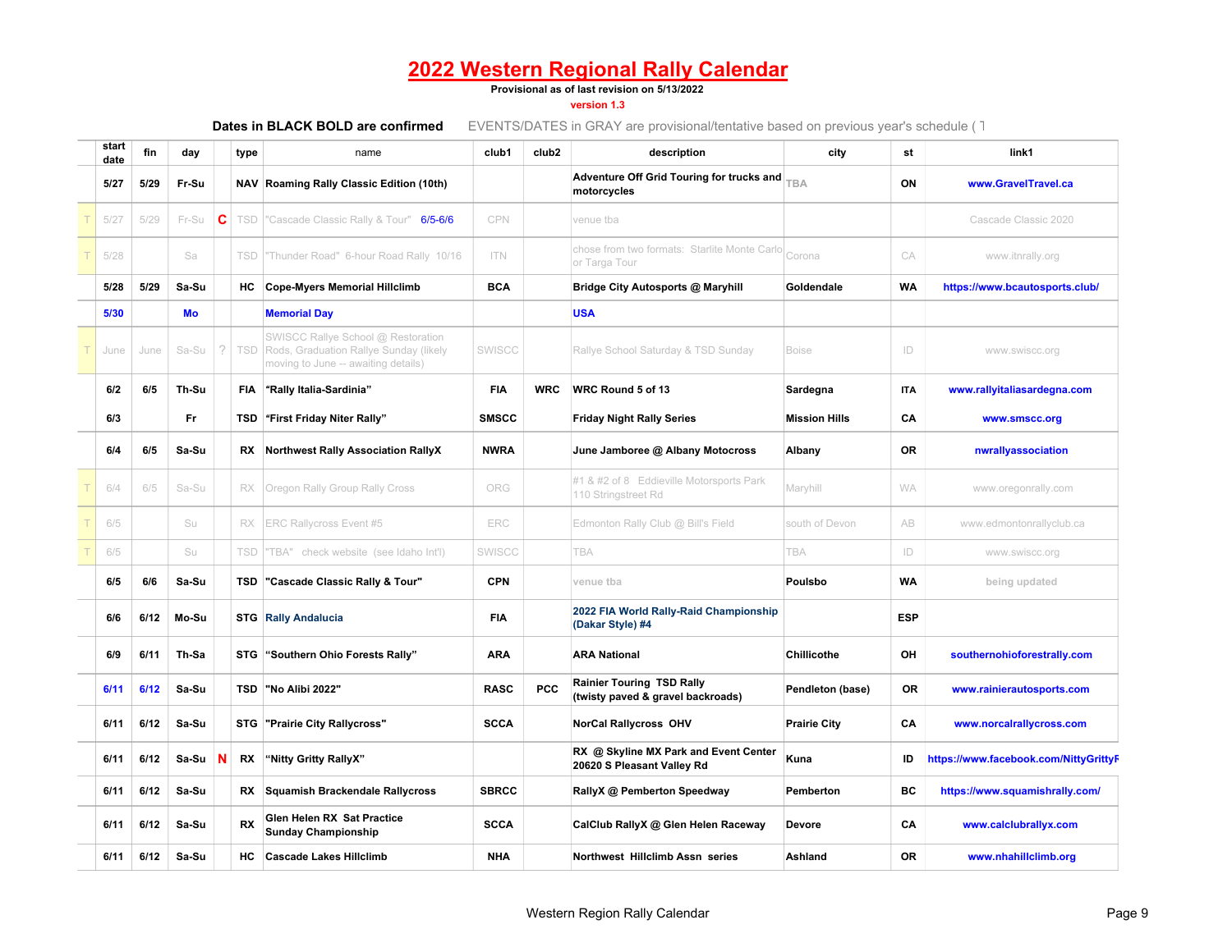# 2022 Western Regional Rally Calendar

**Provisional as of last revision on 5/13/2022**

version 1.3

**Dates in BLACK BOLD are confirmed** EVENTS/DATES in GRAY are provisional/tentative based on previous year's schedule ( T

| | start date | fin | day | | type | name | club1 | club2 | description | city | st | link1 |
|---|---|---|---|---|---|---|---|---|---|---|---|---|
| | **5/27** | **5/29** | **Fr-Su** | | **NAV** | **Roaming Rally Classic Edition (10th)** | | | **Adventure Off Grid Touring for trucks and motorcycles** | TBA | **ON** | **www.GravelTravel.ca** |
| T | 5/27 | 5/29 | Fr-Su | C | TSD | "Cascade Classic Rally & Tour" 6/5-6/6 | CPN | | venue tba | | | Cascade Classic 2020 |
| T | 5/28 | | Sa | | TSD | "Thunder Road" 6-hour Road Rally 10/16 | ITN | | chose from two formats: Starlite Monte Carlo or Targa Tour | Corona | CA | www.itnrally.org |
| | **5/28** | **5/29** | **Sa-Su** | | **HC** | **Cope-Myers Memorial Hillclimb** | **BCA** | | **Bridge City Autosports @ Maryhill** | **Goldendale** | **WA** | **https://www.bcautosports.club/** |
| | **5/30** | | **Mo** | | | **Memorial Day** | | | **USA** | | | |
| T | June | June | Sa-Su | ? | TSD | SWISCC Rallye School @ Restoration Rods, Graduation Rallye Sunday (likely moving to June -- awaiting details) | SWISCC | | Rallye School Saturday & TSD Sunday | Boise | ID | www.swiscc.org |
| | **6/2** | **6/5** | **Th-Su** | | **FIA** | **"Rally Italia-Sardinia"** | **FIA** | **WRC** | **WRC Round 5 of 13** | **Sardegna** | **ITA** | **www.rallyitaliasardegna.com** |
| | **6/3** | | **Fr** | | **TSD** | **"First Friday Niter Rally"** | **SMSCC** | | **Friday Night Rally Series** | **Mission Hills** | **CA** | **www.smscc.org** |
| | **6/4** | **6/5** | **Sa-Su** | | **RX** | **Northwest Rally Association RallyX** | **NWRA** | | **June Jamboree @ Albany Motocross** | **Albany** | **OR** | **nwrallyassociation** |
| T | 6/4 | 6/5 | Sa-Su | | RX | Oregon Rally Group Rally Cross | ORG | | #1 & #2 of 8 Eddieville Motorsports Park 110 Stringstreet Rd | Maryhill | WA | www.oregonrally.com |
| T | 6/5 | | Su | | RX | ERC Rallycross Event #5 | ERC | | Edmonton Rally Club @ Bill's Field | south of Devon | AB | www.edmontonrallyclub.ca |
| T | 6/5 | | Su | | TSD | "TBA" check website (see Idaho Int'l) | SWISCC | | TBA | TBA | ID | www.swiscc.org |
| | **6/5** | **6/6** | **Sa-Su** | | **TSD** | **"Cascade Classic Rally & Tour"** | **CPN** | | venue tba | **Poulsbo** | **WA** | being updated |
| | **6/6** | **6/12** | **Mo-Su** | | **STG** | **Rally Andalucia** | **FIA** | | **2022 FIA World Rally-Raid Championship (Dakar Style) #4** | | **ESP** | |
| | **6/9** | **6/11** | **Th-Sa** | | **STG** | **"Southern Ohio Forests Rally"** | **ARA** | | **ARA National** | **Chillicothe** | **OH** | **southernohioforestrally.com** |
| | **6/11** | **6/12** | **Sa-Su** | | **TSD** | **"No Alibi 2022"** | **RASC** | **PCC** | **Rainier Touring TSD Rally (twisty paved & gravel backroads)** | **Pendleton (base)** | **OR** | **www.rainierautosports.com** |
| | **6/11** | **6/12** | **Sa-Su** | | **STG** | **"Prairie City Rallycross"** | **SCCA** | | **NorCal Rallycross OHV** | **Prairie City** | **CA** | **www.norcalrallycross.com** |
| | **6/11** | **6/12** | **Sa-Su** | N | **RX** | **"Nitty Gritty RallyX"** | | | **RX @ Skyline MX Park and Event Center 20620 S Pleasant Valley Rd** | **Kuna** | **ID** | **https://www.facebook.com/NittyGrittyR** |
| | **6/11** | **6/12** | **Sa-Su** | | **RX** | **Squamish Brackendale Rallycross** | **SBRCC** | | **RallyX @ Pemberton Speedway** | **Pemberton** | **BC** | **https://www.squamishrally.com/** |
| | **6/11** | **6/12** | **Sa-Su** | | **RX** | **Glen Helen RX Sat Practice Sunday Championship** | **SCCA** | | **CalClub RallyX @ Glen Helen Raceway** | **Devore** | **CA** | **www.calclubrallyx.com** |
| | **6/11** | **6/12** | **Sa-Su** | | **HC** | **Cascade Lakes Hillclimb** | **NHA** | | **Northwest Hillclimb Assn series** | **Ashland** | **OR** | **www.nhahillclimb.org** |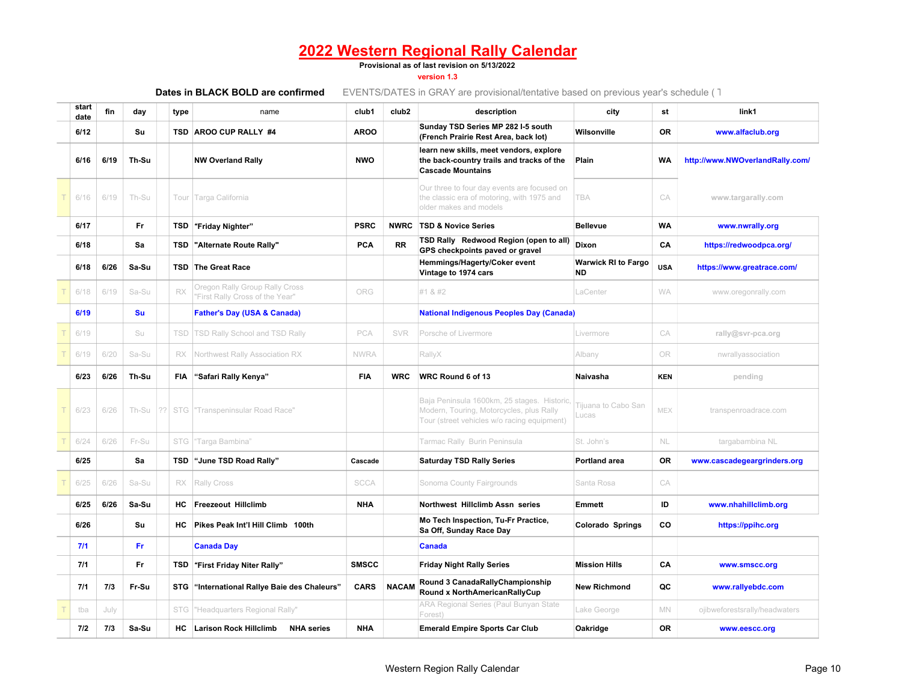# 2022 Western Regional Rally Calendar

**Provisional as of last revision on 5/13/2022**

version 1.3

**Dates in BLACK BOLD are confirmed** EVENTS/DATES in GRAY are provisional/tentative based on previous year's schedule ( T

| | start date | fin | day | | type | name | club1 | club2 | description | city | st | link1 |
|---|---|---|---|---|---|---|---|---|---|---|---|---|
| | **6/12** | | **Su** | | **TSD** | **AROO CUP RALLY #4** | **AROO** | | **Sunday TSD Series MP 282 I-5 south (French Prairie Rest Area, back lot)** | **Wilsonville** | **OR** | **www.alfaclub.org** |
| | **6/16** | **6/19** | **Th-Su** | | | **NW Overland Rally** | **NWO** | | **learn new skills, meet vendors, explore the back-country trails and tracks of the Cascade Mountains** | **Plain** | **WA** | **http://www.NWOverlandRally.com/** |
| T | 6/16 | 6/19 | Th-Su | | Tour | Targa California | | | Our three to four day events are focused on the classic era of motoring, with 1975 and older makes and models | TBA | CA | www.targarally.com |
| | **6/17** | | **Fr** | | **TSD** | **"Friday Nighter"** | **PSRC** | **NWRC** | **TSD & Novice Series** | **Bellevue** | **WA** | **www.nwrally.org** |
| | **6/18** | | **Sa** | | **TSD** | **"Alternate Route Rally"** | **PCA** | **RR** | **TSD Rally Redwood Region (open to all) GPS checkpoints paved or gravel** | **Dixon** | **CA** | **https://redwoodpca.org/** |
| | **6/18** | **6/26** | **Sa-Su** | | **TSD** | **The Great Race** | | | **Hemmings/Hagerty/Coker event Vintage to 1974 cars** | **Warwick RI to Fargo ND** | **USA** | **https://www.greatrace.com/** |
| T | 6/18 | 6/19 | Sa-Su | | RX | Oregon Rally Group Rally Cross "First Rally Cross of the Year" | ORG | | #1 & #2 | LaCenter | WA | www.oregonrally.com |
| | **6/19** | | **Su** | | | **Father's Day (USA & Canada)** | | | **National Indigenous Peoples Day (Canada)** | | | |
| T | 6/19 | | Su | | TSD | TSD Rally School and TSD Rally | PCA | SVR | Porsche of Livermore | Livermore | CA | rally@svr-pca.org |
| T | 6/19 | 6/20 | Sa-Su | | RX | Northwest Rally Association RX | NWRA | | RallyX | Albany | OR | nwrallyassociation |
| | **6/23** | **6/26** | **Th-Su** | | **FIA** | **"Safari Rally Kenya"** | **FIA** | **WRC** | **WRC Round 6 of 13** | **Naivasha** | **KEN** | pending |
| T | 6/23 | 6/26 | Th-Su | ?? | STG | "Transpeninsular Road Race" | | | Baja Peninsula 1600km, 25 stages. Historic, Modern, Touring, Motorcycles, plus Rally Tour (street vehicles w/o racing equipment) | Tijuana to Cabo San Lucas | MEX | transpenroadrace.com |
| T | 6/24 | 6/26 | Fr-Su | | STG | "Targa Bambina" | | | Tarmac Rally Burin Peninsula | St. John's | NL | targabambina NL |
| | **6/25** | | **Sa** | | **TSD** | **"June TSD Road Rally"** | **Cascade** | | **Saturday TSD Rally Series** | **Portland area** | **OR** | **www.cascadegeargrinders.org** |
| T | 6/25 | 6/26 | Sa-Su | | RX | Rally Cross | SCCA | | Sonoma County Fairgrounds | Santa Rosa | CA | |
| | **6/25** | **6/26** | **Sa-Su** | | **HC** | **Freezeout Hillclimb** | **NHA** | | **Northwest Hillclimb Assn series** | **Emmett** | **ID** | **www.nhahillclimb.org** |
| | **6/26** | | **Su** | | **HC** | **Pikes Peak Int'l Hill Climb 100th** | | | **Mo Tech Inspection, Tu-Fr Practice, Sa Off, Sunday Race Day** | **Colorado Springs** | **CO** | **https://ppihc.org** |
| | **7/1** | | **Fr** | | | **Canada Day** | | | **Canada** | | | |
| | **7/1** | | **Fr** | | **TSD** | **"First Friday Niter Rally"** | **SMSCC** | | **Friday Night Rally Series** | **Mission Hills** | **CA** | **www.smscc.org** |
| | **7/1** | **7/3** | **Fr-Su** | | **STG** | **"International Rallye Baie des Chaleurs"** | **CARS** | **NACAM** | **Round 3 CanadaRallyChampionship Round x NorthAmericanRallyCup** | **New Richmond** | **QC** | **www.rallyebdc.com** |
| T | tba | July | | | STG | "Headquarters Regional Rally" | | | ARA Regional Series (Paul Bunyan State Forest) | Lake George | MN | ojibweforestsrally/headwaters |
| | **7/2** | **7/3** | **Sa-Su** | | **HC** | **Larison Rock Hillclimb NHA series** | **NHA** | | **Emerald Empire Sports Car Club** | **Oakridge** | **OR** | **www.eescc.org** |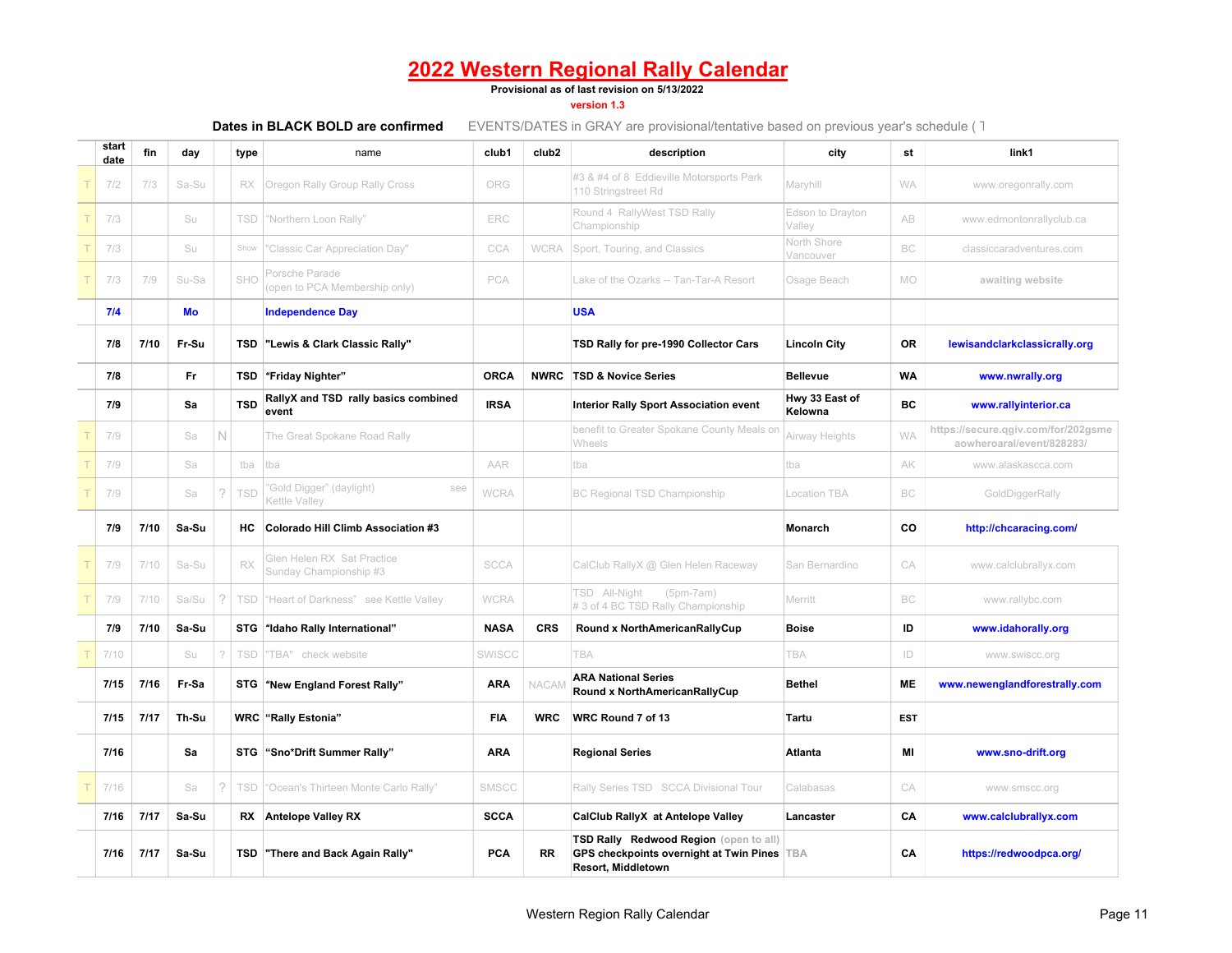# 2022 Western Regional Rally Calendar

**Provisional as of last revision on 5/13/2022**

version 1.3

**Dates in BLACK BOLD are confirmed** EVENTS/DATES in GRAY are provisional/tentative based on previous year's schedule ( T

| | start date | fin | day | | type | name | club1 | club2 | description | city | st | link1 |
|---|---|---|---|---|---|---|---|---|---|---|---|---|
| T | 7/2 | 7/3 | Sa-Su | | RX | Oregon Rally Group Rally Cross | ORG | | #3 & #4 of 8 Eddieville Motorsports Park 110 Stringstreet Rd | Maryhill | WA | www.oregonrally.com |
| T | 7/3 | | Su | | TSD | "Northern Loon Rally" | ERC | | Round 4 RallyWest TSD Rally Championship | Edson to Drayton Valley | AB | www.edmontonrallyclub.ca |
| T | 7/3 | | Su | | Show | "Classic Car Appreciation Day" | CCA | WCRA | Sport, Touring, and Classics | North Shore Vancouver | BC | classiccaradventures.com |
| T | 7/3 | 7/9 | Su-Sa | | SHO | Porsche Parade (open to PCA Membership only) | PCA | | Lake of the Ozarks -- Tan-Tar-A Resort | Osage Beach | MO | awaiting website |
| | **7/4** | | **Mo** | | | **Independence Day** | | | **USA** | | | |
| | **7/8** | **7/10** | **Fr-Su** | | **TSD** | **"Lewis & Clark Classic Rally"** | | | **TSD Rally for pre-1990 Collector Cars** | **Lincoln City** | **OR** | **lewisandclarkclassicrally.org** |
| | **7/8** | | **Fr** | | **TSD** | **"Friday Nighter"** | **ORCA** | **NWRC** | **TSD & Novice Series** | **Bellevue** | **WA** | **www.nwrally.org** |
| | **7/9** | | **Sa** | | **TSD** | **RallyX and TSD rally basics combined event** | **IRSA** | | **Interior Rally Sport Association event** | **Hwy 33 East of Kelowna** | **BC** | **www.rallyinterior.ca** |
| T | 7/9 | | Sa | N | | The Great Spokane Road Rally | | | benefit to Greater Spokane County Meals on Wheels | Airway Heights | WA | https://secure.qgiv.com/for/202gsmeaowheroaral/event/828283/ |
| T | 7/9 | | Sa | | tba | tba | AAR | | tba | tba | AK | www.alaskascca.com |
| T | 7/9 | | Sa | ? | TSD | "Gold Digger" (daylight) see Kettle Valley | WCRA | | BC Regional TSD Championship | Location TBA | BC | GoldDiggerRally |
| | **7/9** | **7/10** | **Sa-Su** | | **HC** | **Colorado Hill Climb Association #3** | | | | **Monarch** | **CO** | **http://chcaracing.com/** |
| T | 7/9 | 7/10 | Sa-Su | | RX | Glen Helen RX Sat Practice Sunday Championship #3 | SCCA | | CalClub RallyX @ Glen Helen Raceway | San Bernardino | CA | www.calclubrallyx.com |
| T | 7/9 | 7/10 | Sa/Su | ? | TSD | "Heart of Darkness" see Kettle Valley | WCRA | | TSD All-Night (5pm-7am) # 3 of 4 BC TSD Rally Championship | Merritt | BC | www.rallybc.com |
| | **7/9** | **7/10** | **Sa-Su** | | **STG** | **"Idaho Rally International"** | **NASA** | **CRS** | **Round x NorthAmericanRallyCup** | **Boise** | **ID** | **www.idahorally.org** |
| T | 7/10 | | Su | ? | TSD | "TBA" check website | SWISCC | | TBA | TBA | ID | www.swiscc.org |
| | **7/15** | **7/16** | **Fr-Sa** | | **STG** | **"New England Forest Rally"** | **ARA** | NACAM | **ARA National Series Round x NorthAmericanRallyCup** | **Bethel** | **ME** | **www.newenglandforestrally.com** |
| | **7/15** | **7/17** | **Th-Su** | | **WRC** | **"Rally Estonia"** | **FIA** | **WRC** | **WRC Round 7 of 13** | **Tartu** | **EST** | |
| | **7/16** | | **Sa** | | **STG** | **"Sno*Drift Summer Rally"** | **ARA** | | **Regional Series** | **Atlanta** | **MI** | **www.sno-drift.org** |
| T | 7/16 | | Sa | ? | TSD | "Ocean's Thirteen Monte Carlo Rally" | SMSCC | | Rally Series TSD SCCA Divisional Tour | Calabasas | CA | www.smscc.org |
| | **7/16** | **7/17** | **Sa-Su** | | **RX** | **Antelope Valley RX** | **SCCA** | | **CalClub RallyX at Antelope Valley** | **Lancaster** | **CA** | **www.calclubrallyx.com** |
| | **7/16** | **7/17** | **Sa-Su** | | **TSD** | **"There and Back Again Rally"** | **PCA** | **RR** | **TSD Rally Redwood Region** (open to all) **GPS checkpoints overnight at Twin Pines Resort, Middletown** | TBA | **CA** | **https://redwoodpca.org/** |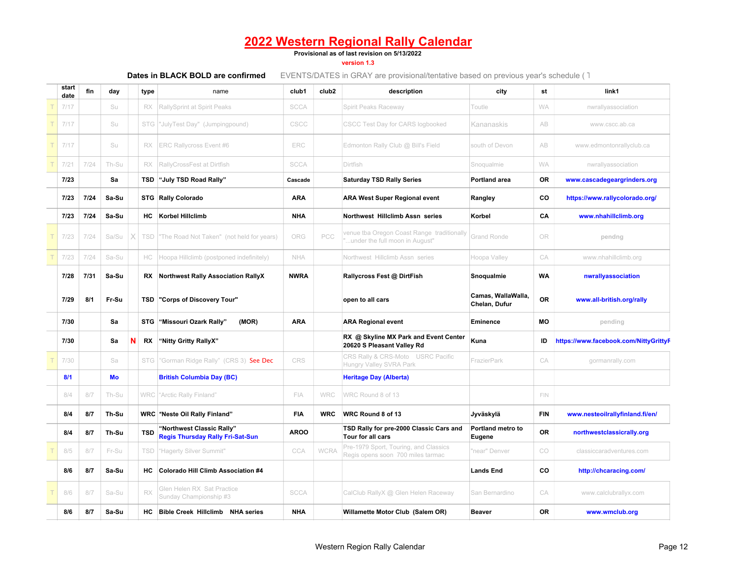# 2022 Western Regional Rally Calendar

**Provisional as of last revision on 5/13/2022**

version 1.3

**Dates in BLACK BOLD are confirmed** EVENTS/DATES in GRAY are provisional/tentative based on previous year's schedule ( T

| | start date | fin | day | | type | name | club1 | club2 | description | city | st | link1 |
|---|---|---|---|---|---|---|---|---|---|---|---|---|
| T | 7/17 | | Su | | RX | RallySprint at Spirit Peaks | SCCA | | Spirit Peaks Raceway | Toutle | WA | nwrallyassociation |
| T | 7/17 | | Su | | STG | "JulyTest Day" (Jumpingpound) | CSCC | | CSCC Test Day for CARS logbooked | Kananaskis | AB | www.cscc.ab.ca |
| T | 7/17 | | Su | | RX | ERC Rallycross Event #6 | ERC | | Edmonton Rally Club @ Bill's Field | south of Devon | AB | www.edmontonrallyclub.ca |
| T | 7/21 | 7/24 | Th-Su | | RX | RallyCrossFest at Dirtfish | SCCA | | Dirtfish | Snoqualmie | WA | nwrallyassociation |
| | **7/23** | | **Sa** | | **TSD** | **"July TSD Road Rally"** | **Cascade** | | **Saturday TSD Rally Series** | **Portland area** | **OR** | **www.cascadegeargrinders.org** |
| | **7/23** | **7/24** | **Sa-Su** | | **STG** | **Rally Colorado** | **ARA** | | **ARA West Super Regional event** | **Rangley** | **CO** | **https://www.rallycolorado.org/** |
| | **7/23** | **7/24** | **Sa-Su** | | **HC** | **Korbel Hillclimb** | **NHA** | | **Northwest Hillclimb Assn series** | **Korbel** | **CA** | **www.nhahillclimb.org** |
| T | 7/23 | 7/24 | Sa/Su | X | TSD | "The Road Not Taken" (not held for years) | ORG | PCC | venue tba Oregon Coast Range traditionally "...under the full moon in August" | Grand Ronde | OR | pendng |
| T | 7/23 | 7/24 | Sa-Su | | HC | Hoopa Hillclimb (postponed indefinitely) | NHA | | Northwest Hillclimb Assn series | Hoopa Valley | CA | www.nhahillclimb.org |
| | **7/28** | **7/31** | **Sa-Su** | | **RX** | **Northwest Rally Association RallyX** | **NWRA** | | **Rallycross Fest @ DirtFish** | **Snoqualmie** | **WA** | **nwrallyassociation** |
| | **7/29** | **8/1** | **Fr-Su** | | **TSD** | **"Corps of Discovery Tour"** | | | **open to all cars** | **Camas, WallaWalla, Chelan, Dufur** | **OR** | **www.all-british.org/rally** |
| | **7/30** | | **Sa** | | **STG** | **"Missouri Ozark Rally" (MOR)** | **ARA** | | **ARA Regional event** | **Eminence** | **MO** | pending |
| | **7/30** | | **Sa** | **N** | **RX** | **"Nitty Gritty RallyX"** | | | **RX @ Skyline MX Park and Event Center 20620 S Pleasant Valley Rd** | **Kuna** | **ID** | **https://www.facebook.com/NittyGrittyR** |
| T | 7/30 | | Sa | | STG | "Gorman Ridge Rally" (CRS 3) See Dec | CRS | | CRS Rally & CRS-Moto USRC Pacific Hungry Valley SVRA Park | FrazierPark | CA | gormanrally.com |
| | **8/1** | | **Mo** | | | **British Columbia Day (BC)** | | | **Heritage Day (Alberta)** | | | |
| | 8/4 | 8/7 | Th-Su | | WRC | "Arctic Rally Finland" | FIA | WRC | WRC Round 8 of 13 | | FIN | |
| | **8/4** | **8/7** | **Th-Su** | | **WRC** | **"Neste Oil Rally Finland"** | **FIA** | **WRC** | **WRC Round 8 of 13** | **Jyväskylä** | **FIN** | **www.nesteoilrallyfinland.fi/en/** |
| | **8/4** | **8/7** | **Th-Su** | | **TSD** | **"Northwest Classic Rally"** Regis Thursday Rally Fri-Sat-Sun | **AROO** | | **TSD Rally for pre-2000 Classic Cars and Tour for all cars** | **Portland metro to Eugene** | **OR** | **northwestclassicrally.org** |
| T | 8/5 | 8/7 | Fr-Su | | TSD | "Hagerty Silver Summit" | CCA | WCRA | Pre-1979 Sport, Touring, and Classics Regis opens soon 700 miles tarmac | "near" Denver | CO | classiccaradventures.com |
| | **8/6** | **8/7** | **Sa-Su** | | **HC** | **Colorado Hill Climb Association #4** | | | | **Lands End** | **CO** | **http://chcaracing.com/** |
| T | 8/6 | 8/7 | Sa-Su | | RX | Glen Helen RX Sat Practice Sunday Championship #3 | SCCA | | CalClub RallyX @ Glen Helen Raceway | San Bernardino | CA | www.calclubrallyx.com |
| | **8/6** | **8/7** | **Sa-Su** | | **HC** | **Bible Creek Hillclimb NHA series** | **NHA** | | **Willamette Motor Club (Salem OR)** | **Beaver** | **OR** | **www.wmclub.org** |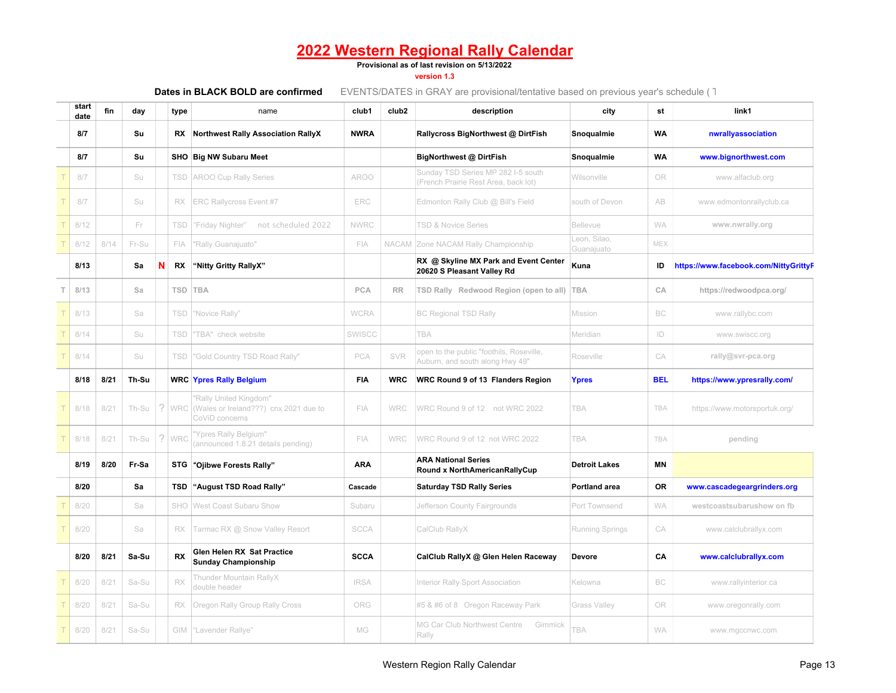# 2022 Western Regional Rally Calendar

**Provisional as of last revision on 5/13/2022**

version 1.3

**Dates in BLACK BOLD are confirmed** EVENTS/DATES in GRAY are provisional/tentative based on previous year's schedule ( T

| | start date | fin | day | | type | name | club1 | club2 | description | city | st | link1 |
|---|---|---|---|---|---|---|---|---|---|---|---|---|
| | **8/7** | | **Su** | | **RX** | **Northwest Rally Association RallyX** | **NWRA** | | **Rallycross BigNorthwest @ DirtFish** | **Snoqualmie** | **WA** | **nwrallyassociation** |
| | **8/7** | | **Su** | | **SHO** | **Big NW Subaru Meet** | | | **BigNorthwest @ DirtFish** | **Snoqualmie** | **WA** | **www.bignorthwest.com** |
| T | 8/7 | | Su | | TSD | AROO Cup Rally Series | AROO | | Sunday TSD Series MP 282 I-5 south (French Prairie Rest Area, back lot) | Wilsonville | OR | www.alfaclub.org |
| T | 8/7 | | Su | | RX | ERC Rallycross Event #7 | ERC | | Edmonton Rally Club @ Bill's Field | south of Devon | AB | www.edmontonrallyclub.ca |
| T | 8/12 | | Fr | | TSD | "Friday Nighter" not scheduled 2022 | NWRC | | TSD & Novice Series | Bellevue | WA | www.nwrally.org |
| T | 8/12 | 8/14 | Fr-Su | | FIA | "Rally Guanajuato" | FIA | NACAM | Zone NACAM Rally Championship | Leon, Silao, Guanajuato | MEX | |
| | **8/13** | | **Sa** | **N** | **RX** | **"Nitty Gritty RallyX"** | | | **RX @ Skyline MX Park and Event Center 20620 S Pleasant Valley Rd** | **Kuna** | **ID** | **https://www.facebook.com/NittyGrittyR** |
| T | 8/13 | | Sa | | TSD | TBA | PCA | RR | TSD Rally Redwood Region (open to all) | TBA | CA | https://redwoodpca.org/ |
| T | 8/13 | | Sa | | TSD | "Novice Rally" | WCRA | | BC Regional TSD Rally | Mission | BC | www.rallybc.com |
| T | 8/14 | | Su | | TSD | "TBA" check website | SWISCC | | TBA | Meridian | ID | www.swiscc.org |
| T | 8/14 | | Su | | TSD | "Gold Country TSD Road Rally" | PCA | SVR | open to the public "foothils, Roseville, Auburn, and south along Hwy 49" | Roseville | CA | rally@svr-pca.org |
| | **8/18** | **8/21** | **Th-Su** | | **WRC** | **Ypres Rally Belgium** | **FIA** | **WRC** | **WRC Round 9 of 13 Flanders Region** | **Ypres** | **BEL** | **https://www.ypresrally.com/** |
| T | 8/18 | 8/21 | Th-Su | ? | WRC | "Rally United Kingdom" (Wales or Ireland???) cnx 2021 due to CoViD concerns | FIA | WRC | WRC Round 9 of 12 not WRC 2022 | TBA | TBA | https://www.motorsportuk.org/ |
| T | 8/18 | 8/21 | Th-Su | ? | WRC | "Ypres Rally Belgium" (announced 1.8.21 details pending) | FIA | WRC | WRC Round 9 of 12 not WRC 2022 | TBA | TBA | pending |
| | **8/19** | **8/20** | **Fr-Sa** | | **STG** | **"Ojibwe Forests Rally"** | **ARA** | | **ARA National Series Round x NorthAmericanRallyCup** | **Detroit Lakes** | **MN** | |
| | **8/20** | | **Sa** | | **TSD** | **"August TSD Road Rally"** | **Cascade** | | **Saturday TSD Rally Series** | **Portland area** | **OR** | **www.cascadegeargrinders.org** |
| T | 8/20 | | Sa | | SHO | West Coast Subaru Show | Subaru | | Jefferson County Fairgrounds | Port Townsend | WA | westcoastsubarushow on fb |
| T | 8/20 | | Sa | | RX | Tarmac RX @ Snow Valley Resort | SCCA | | CalClub RallyX | Running Springs | CA | www.calclubrallyx.com |
| | **8/20** | **8/21** | **Sa-Su** | | **RX** | **Glen Helen RX Sat Practice Sunday Championship** | **SCCA** | | **CalClub RallyX @ Glen Helen Raceway** | **Devore** | **CA** | **www.calclubrallyx.com** |
| T | 8/20 | 8/21 | Sa-Su | | RX | Thunder Mountain RallyX double header | IRSA | | Interior Rally Sport Association | Kelowna | BC | www.rallyinterior.ca |
| T | 8/20 | 8/21 | Sa-Su | | RX | Oregon Rally Group Rally Cross | ORG | | #5 & #6 of 8 Oregon Raceway Park | Grass Valley | OR | www.oregonrally.com |
| T | 8/20 | 8/21 | Sa-Su | | GIM | "Lavender Rallye" | MG | | MG Car Club Northwest Centre Gimmick Rally | TBA | WA | www.mgccnwc.com |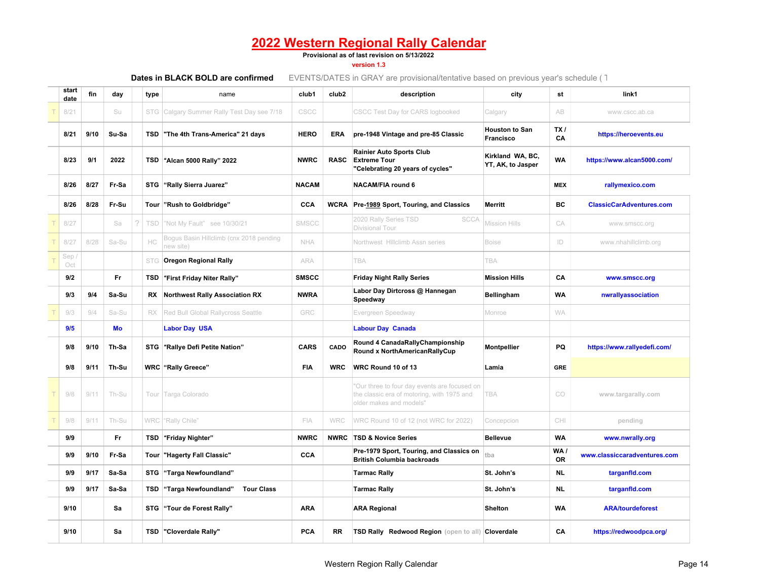# 2022 Western Regional Rally Calendar

**Provisional as of last revision on 5/13/2022**

version 1.3

**Dates in BLACK BOLD are confirmed** EVENTS/DATES in GRAY are provisional/tentative based on previous year's schedule ( T

| | start date | fin | day | | type | name | club1 | club2 | description | city | st | link1 |
|---|---|---|---|---|---|---|---|---|---|---|---|---|
| T | 8/21 | | Su | | STG | Calgary Summer Rally Test Day see 7/18 | CSCC | | CSCC Test Day for CARS logbooked | Calgary | AB | www.cscc.ab.ca |
| | **8/21** | **9/10** | **Su-Sa** | | **TSD** | **"The 4th Trans-America" 21 days** | **HERO** | **ERA** | **pre-1948 Vintage and pre-85 Classic** | **Houston to San Francisco** | **TX / CA** | **https://heroevents.eu** |
| | **8/23** | **9/1** | **2022** | | **TSD** | **"Alcan 5000 Rally" 2022** | **NWRC** | **RASC** | **Rainier Auto Sports Club Extreme Tour "Celebrating 20 years of cycles"** | **Kirkland WA, BC, YT, AK, to Jasper** | **WA** | **https://www.alcan5000.com/** |
| | **8/26** | **8/27** | **Fr-Sa** | | **STG** | **"Rally Sierra Juarez"** | **NACAM** | | **NACAM/FIA round 6** | | **MEX** | **rallymexico.com** |
| | **8/26** | **8/28** | **Fr-Su** | | **Tour** | **"Rush to Goldbridge"** | **CCA** | **WCRA** | **Pre-1989 Sport, Touring, and Classics** | **Merritt** | **BC** | **ClassicCarAdventures.com** |
| T | 8/27 | | Sa | ? | TSD | "Not My Fault" see 10/30/21 | SMSCC | | 2020 Rally Series TSD SCCA Divisional Tour | Mission Hills | CA | www.smscc.org |
| T | 8/27 | 8/28 | Sa-Su | | HC | Bogus Basin Hillclimb (cnx 2018 pending new site) | NHA | | Northwest Hillclimb Assn series | Boise | ID | www.nhahillclimb.org |
| T | Sep / Oct | | | | STG | **Oregon Regional Rally** | ARA | | TBA | TBA | | |
| | **9/2** | | **Fr** | | **TSD** | **"First Friday Niter Rally"** | **SMSCC** | | **Friday Night Rally Series** | **Mission Hills** | **CA** | **www.smscc.org** |
| | **9/3** | **9/4** | **Sa-Su** | | **RX** | **Northwest Rally Association RX** | **NWRA** | | **Labor Day Dirtcross @ Hannegan Speedway** | **Bellingham** | **WA** | **nwrallyassociation** |
| T | 9/3 | 9/4 | Sa-Su | | RX | Red Bull Global Rallycross Seattle | GRC | | Evergreen Speedway | Monroe | WA | |
| | **9/5** | | **Mo** | | | **Labor Day USA** | | | **Labour Day Canada** | | | |
| | **9/8** | **9/10** | **Th-Sa** | | **STG** | **"Rallye Defi Petite Nation"** | **CARS** | **CADO** | **Round 4 CanadaRallyChampionship Round x NorthAmericanRallyCup** | **Montpellier** | **PQ** | **https://www.rallyedefi.com/** |
| | **9/8** | **9/11** | **Th-Su** | | **WRC** | **"Rally Greece"** | **FIA** | **WRC** | **WRC Round 10 of 13** | **Lamia** | **GRE** | |
| T | 9/8 | 9/11 | Th-Su | | Tour | Targa Colorado | | | "Our three to four day events are focused on the classic era of motoring, with 1975 and older makes and models" | TBA | CO | www.targarally.com |
| T | 9/8 | 9/11 | Th-Su | | WRC | "Rally Chile" | FIA | WRC | WRC Round 10 of 12 (not WRC for 2022) | Concepcion | CHI | pending |
| | **9/9** | | **Fr** | | **TSD** | **"Friday Nighter"** | **NWRC** | **NWRC** | **TSD & Novice Series** | **Bellevue** | **WA** | **www.nwrally.org** |
| | **9/9** | **9/10** | **Fr-Sa** | | **Tour** | **"Hagerty Fall Classic"** | **CCA** | | **Pre-1979 Sport, Touring, and Classics on British Columbia backroads** | tba | **WA / OR** | **www.classiccaradventures.com** |
| | **9/9** | **9/17** | **Sa-Sa** | | **STG** | **"Targa Newfoundland"** | | | **Tarmac Rally** | **St. John's** | **NL** | **targanfld.com** |
| | **9/9** | **9/17** | **Sa-Sa** | | **TSD** | **"Targa Newfoundland" Tour Class** | | | **Tarmac Rally** | **St. John's** | **NL** | **targanfld.com** |
| | **9/10** | | **Sa** | | **STG** | **"Tour de Forest Rally"** | **ARA** | | **ARA Regional** | **Shelton** | **WA** | **ARA/tourdeforest** |
| | **9/10** | | **Sa** | | **TSD** | **"Cloverdale Rally"** | **PCA** | **RR** | **TSD Rally Redwood Region** (open to all) | **Cloverdale** | **CA** | **https://redwoodpca.org/** |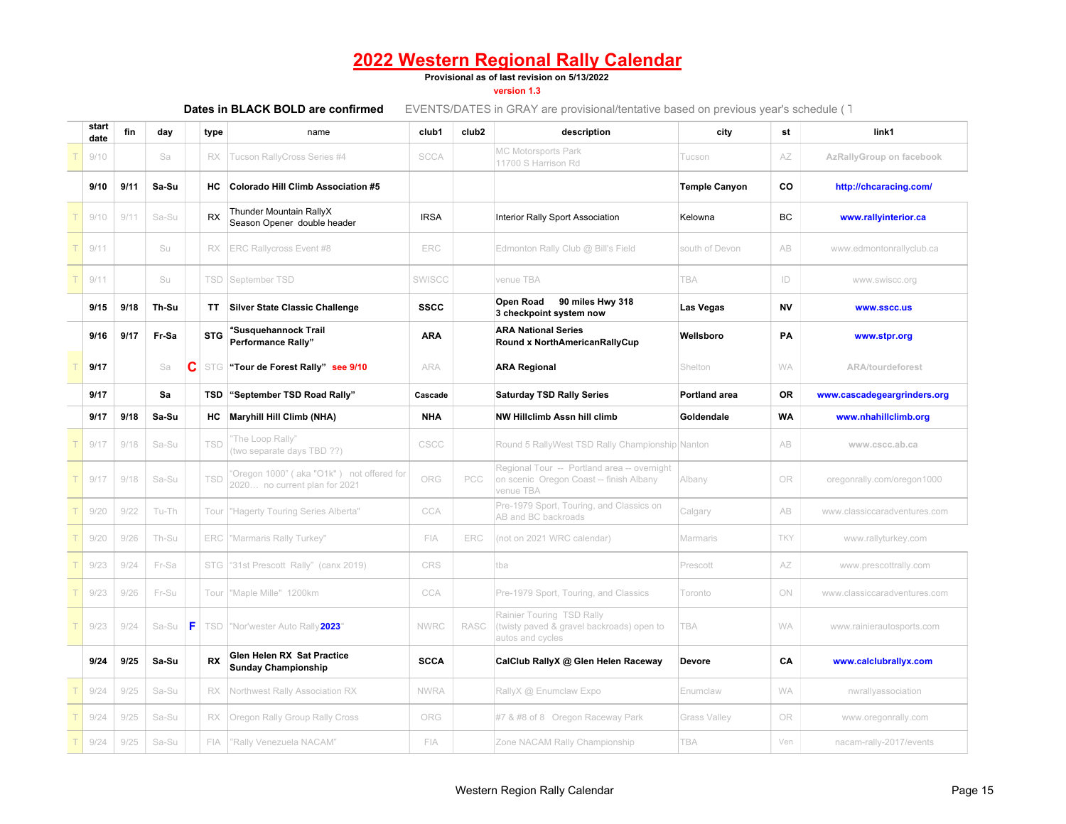# 2022 Western Regional Rally Calendar

**Provisional as of last revision on 5/13/2022**

version 1.3

**Dates in BLACK BOLD are confirmed** EVENTS/DATES in GRAY are provisional/tentative based on previous year's schedule ( T

| | start date | fin | day | | type | name | club1 | club2 | description | city | st | link1 |
|---|---|---|---|---|---|---|---|---|---|---|---|---|
| T | 9/10 | | Sa | | RX | Tucson RallyCross Series #4 | SCCA | | MC Motorsports Park 11700 S Harrison Rd | Tucson | AZ | AzRallyGroup on facebook |
| | **9/10** | **9/11** | **Sa-Su** | | **HC** | **Colorado Hill Climb Association #5** | | | | **Temple Canyon** | **CO** | **http://chcaracing.com/** |
| T | 9/10 | 9/11 | Sa-Su | | RX | Thunder Mountain RallyX Season Opener double header | IRSA | | Interior Rally Sport Association | Kelowna | BC | www.rallyinterior.ca |
| T | 9/11 | | Su | | RX | ERC Rallycross Event #8 | ERC | | Edmonton Rally Club @ Bill's Field | south of Devon | AB | www.edmontonrallyclub.ca |
| T | 9/11 | | Su | | TSD | September TSD | SWISCC | | venue TBA | TBA | ID | www.swiscc.org |
| | **9/15** | **9/18** | **Th-Su** | | **TT** | **Silver State Classic Challenge** | **SSCC** | | **Open Road 90 miles Hwy 318 3 checkpoint system now** | **Las Vegas** | **NV** | **www.sscc.us** |
| | **9/16** | **9/17** | **Fr-Sa** | | **STG** | **"Susquehannock Trail Performance Rally"** | **ARA** | | **ARA National Series Round x NorthAmericanRallyCup** | **Wellsboro** | **PA** | **www.stpr.org** |
| T | **9/17** | | Sa | C | STG | **"Tour de Forest Rally"** see 9/10 | ARA | | **ARA Regional** | Shelton | WA | ARA/tourdeforest |
| | **9/17** | | **Sa** | | **TSD** | **"September TSD Road Rally"** | **Cascade** | | **Saturday TSD Rally Series** | **Portland area** | **OR** | **www.cascadegeargrinders.org** |
| | **9/17** | **9/18** | **Sa-Su** | | **HC** | **Maryhill Hill Climb (NHA)** | **NHA** | | **NW Hillclimb Assn hill climb** | **Goldendale** | **WA** | **www.nhahillclimb.org** |
| T | 9/17 | 9/18 | Sa-Su | | TSD | "The Loop Rally" (two separate days TBD ??) | CSCC | | Round 5 RallyWest TSD Rally Championship | Nanton | AB | www.cscc.ab.ca |
| T | 9/17 | 9/18 | Sa-Su | | TSD | "Oregon 1000" ( aka "O1k" ) not offered for 2020… no current plan for 2021 | ORG | PCC | Regional Tour -- Portland area -- overnight on scenic Oregon Coast -- finish Albany venue TBA | Albany | OR | oregonrally.com/oregon1000 |
| T | 9/20 | 9/22 | Tu-Th | | Tour | "Hagerty Touring Series Alberta" | CCA | | Pre-1979 Sport, Touring, and Classics on AB and BC backroads | Calgary | AB | www.classiccaradventures.com |
| T | 9/20 | 9/26 | Th-Su | | ERC | "Marmaris Rally Turkey" | FIA | ERC | (not on 2021 WRC calendar) | Marmaris | TKY | www.rallyturkey.com |
| T | 9/23 | 9/24 | Fr-Sa | | STG | "31st Prescott Rally" (canx 2019) | CRS | | tba | Prescott | AZ | www.prescottrally.com |
| T | 9/23 | 9/26 | Fr-Su | | Tour | "Maple Mille" 1200km | CCA | | Pre-1979 Sport, Touring, and Classics | Toronto | ON | www.classiccaradventures.com |
| T | 9/23 | 9/24 | Sa-Su | F | TSD | "Nor'wester Auto Rally **2023**" | NWRC | RASC | Rainier Touring TSD Rally (twisty paved & gravel backroads) open to autos and cycles | TBA | WA | www.rainierautosports.com |
| | **9/24** | **9/25** | **Sa-Su** | | **RX** | **Glen Helen RX Sat Practice Sunday Championship** | **SCCA** | | **CalClub RallyX @ Glen Helen Raceway** | **Devore** | **CA** | **www.calclubrallyx.com** |
| T | 9/24 | 9/25 | Sa-Su | | RX | Northwest Rally Association RX | NWRA | | RallyX @ Enumclaw Expo | Enumclaw | WA | nwrallyassociation |
| T | 9/24 | 9/25 | Sa-Su | | RX | Oregon Rally Group Rally Cross | ORG | | #7 & #8 of 8 Oregon Raceway Park | Grass Valley | OR | www.oregonrally.com |
| T | 9/24 | 9/25 | Sa-Su | | FIA | "Rally Venezuela NACAM" | FIA | | Zone NACAM Rally Championship | TBA | Ven | nacam-rally-2017/events |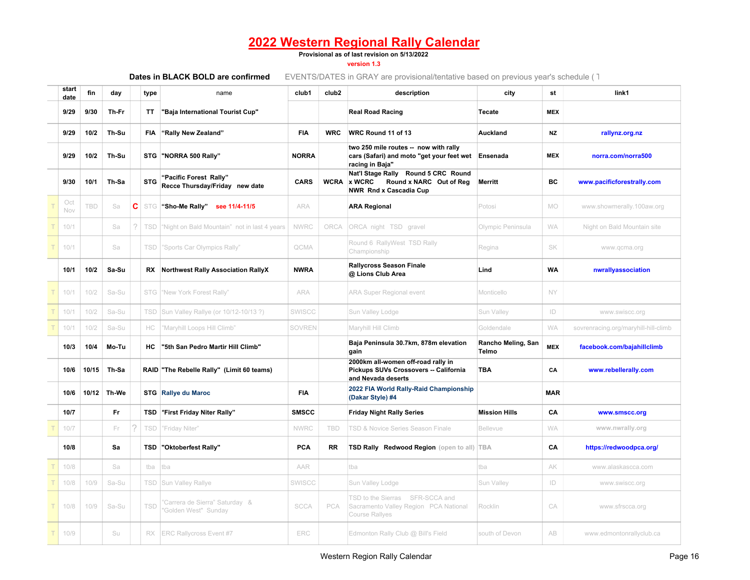# 2022 Western Regional Rally Calendar

**Provisional as of last revision on 5/13/2022**

version 1.3

**Dates in BLACK BOLD are confirmed** EVENTS/DATES in GRAY are provisional/tentative based on previous year's schedule ( T

| | start date | fin | day | | type | name | club1 | club2 | description | city | st | link1 |
|---|---|---|---|---|---|---|---|---|---|---|---|---|
| | **9/29** | **9/30** | **Th-Fr** | | **TT** | **"Baja International Tourist Cup"** | | | **Real Road Racing** | **Tecate** | **MEX** | |
| | **9/29** | **10/2** | **Th-Su** | | **FIA** | **"Rally New Zealand"** | **FIA** | **WRC** | **WRC Round 11 of 13** | **Auckland** | **NZ** | **rallynz.org.nz** |
| | **9/29** | **10/2** | **Th-Su** | | **STG** | **"NORRA 500 Rally"** | **NORRA** | | **two 250 mile routes -- now with rally cars (Safari) and moto "get your feet wet racing in Baja"** | **Ensenada** | **MEX** | **norra.com/norra500** |
| | **9/30** | **10/1** | **Th-Sa** | | **STG** | **"Pacific Forest Rally" Recce Thursday/Friday new date** | **CARS** | **WCRA** | **Nat'l Stage Rally Round 5 CRC Round x WCRC Round x NARC Out of Reg NWR Rnd x Cascadia Cup** | **Merritt** | **BC** | **www.pacificforestrally.com** |
| T | Oct Nov | TBD | Sa | C | STG | **"Sho-Me Rally"** see 11/4-11/5 | ARA | | **ARA Regional** | Potosi | MO | www.showmerally.100aw.org |
| T | 10/1 | | Sa | ? | TSD | "Night on Bald Mountain" not in last 4 years | NWRC | ORCA | ORCA night TSD gravel | Olympic Peninsula | WA | Night on Bald Mountain site |
| T | 10/1 | | Sa | | TSD | "Sports Car Olympics Rally" | QCMA | | Round 6 RallyWest TSD Rally Championship | Regina | SK | www.qcma.org |
| | **10/1** | **10/2** | **Sa-Su** | | **RX** | **Northwest Rally Association RallyX** | **NWRA** | | **Rallycross Season Finale @ Lions Club Area** | **Lind** | **WA** | **nwrallyassociation** |
| T | 10/1 | 10/2 | Sa-Su | | STG | "New York Forest Rally" | ARA | | ARA Super Regional event | Monticello | NY | |
| T | 10/1 | 10/2 | Sa-Su | | TSD | Sun Valley Rallye (or 10/12-10/13 ?) | SWISCC | | Sun Valley Lodge | Sun Valley | ID | www.swiscc.org |
| T | 10/1 | 10/2 | Sa-Su | | HC | "Maryhill Loops Hill Climb" | SOVREN | | Maryhill Hill Climb | Goldendale | WA | sovrenracing.org/maryhill-hill-climb |
| | **10/3** | **10/4** | **Mo-Tu** | | **HC** | **"5th San Pedro Martir Hill Climb"** | | | **Baja Peninsula 30.7km, 878m elevation gain** | **Rancho Meling, San Telmo** | **MEX** | **facebook.com/bajahillclimb** |
| | **10/6** | **10/15** | **Th-Sa** | | **RAID** | **"The Rebelle Rally" (Limit 60 teams)** | | | **2000km all-women off-road rally in Pickups SUVs Crossovers -- California and Nevada deserts** | **TBA** | **CA** | **www.rebellerally.com** |
| | **10/6** | **10/12** | **Th-We** | | **STG** | **Rallye du Maroc** | **FIA** | | **2022 FIA World Rally-Raid Championship (Dakar Style) #4** | | **MAR** | |
| | **10/7** | | **Fr** | | **TSD** | **"First Friday Niter Rally"** | **SMSCC** | | **Friday Night Rally Series** | **Mission Hills** | **CA** | **www.smscc.org** |
| T | 10/7 | | Fr | ? | TSD | "Friday Niter" | NWRC | TBD | TSD & Novice Series Season Finale | Bellevue | WA | www.nwrally.org |
| | **10/8** | | **Sa** | | **TSD** | **"Oktoberfest Rally"** | **PCA** | **RR** | **TSD Rally Redwood Region** (open to all) | TBA | **CA** | **https://redwoodpca.org/** |
| T | 10/8 | | Sa | | tba | tba | AAR | | tba | tba | AK | www.alaskascca.com |
| T | 10/8 | 10/9 | Sa-Su | | TSD | Sun Valley Rallye | SWISCC | | Sun Valley Lodge | Sun Valley | ID | www.swiscc.org |
| T | 10/8 | 10/9 | Sa-Su | | TSD | "Carrera de Sierra" Saturday & "Golden West" Sunday | SCCA | PCA | TSD to the Sierras SFR-SCCA and Sacramento Valley Region PCA National Course Rallyes | Rocklin | CA | www.sfrscca.org |
| T | 10/9 | | Su | | RX | ERC Rallycross Event #7 | ERC | | Edmonton Rally Club @ Bill's Field | south of Devon | AB | www.edmontonrallyclub.ca |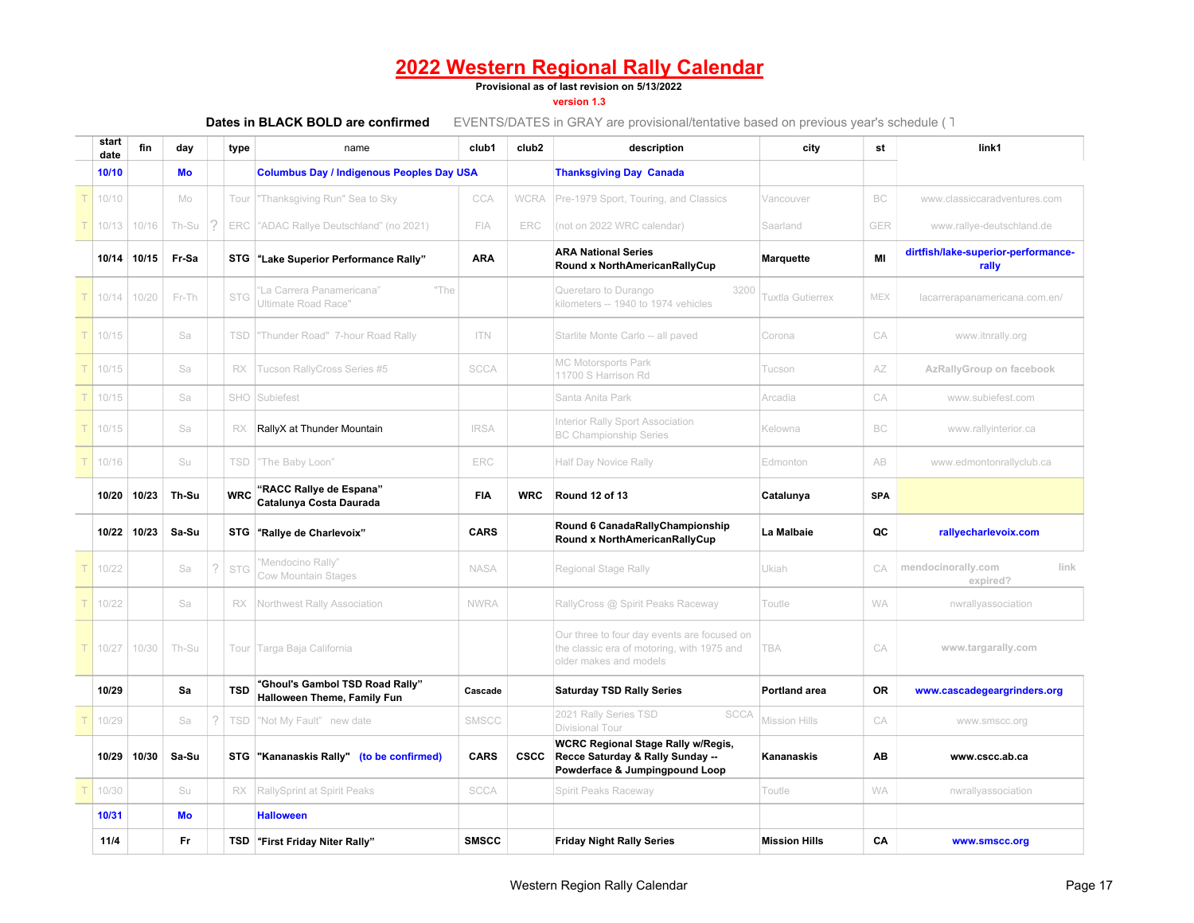# 2022 Western Regional Rally Calendar

**Provisional as of last revision on 5/13/2022**

version 1.3

**Dates in BLACK BOLD are confirmed** EVENTS/DATES in GRAY are provisional/tentative based on previous year's schedule ( T

| | start date | fin | day | | type | name | club1 | club2 | description | city | st | link1 |
|---|---|---|---|---|---|---|---|---|---|---|---|---|
| | 10/10 | | Mo | | | Columbus Day / Indigenous Peoples Day USA | | | Thanksgiving Day Canada | | | |
| T | 10/10 | | Mo | | Tour | "Thanksgiving Run" Sea to Sky | CCA | WCRA | Pre-1979 Sport, Touring, and Classics | Vancouver | BC | www.classiccaradventures.com |
| T | 10/13 | 10/16 | Th-Su | ? | ERC | "ADAC Rallye Deutschland" (no 2021) | FIA | ERC | (not on 2022 WRC calendar) | Saarland | GER | www.rallye-deutschland.de |
| | **10/14** | **10/15** | **Fr-Sa** | | **STG** | **"Lake Superior Performance Rally"** | **ARA** | | **ARA National Series Round x NorthAmericanRallyCup** | **Marquette** | **MI** | dirtfish/lake-superior-performance-rally |
| T | 10/14 | 10/20 | Fr-Th | | STG | "La Carrera Panamericana" "The Ultimate Road Race" | | | Queretaro to Durango 3200 kilometers -- 1940 to 1974 vehicles | Tuxtla Gutierrez | MEX | lacarrerapanamericana.com.en/ |
| T | 10/15 | | Sa | | TSD | "Thunder Road" 7-hour Road Rally | ITN | | Starlite Monte Carlo -- all paved | Corona | CA | www.itnrally.org |
| T | 10/15 | | Sa | | RX | Tucson RallyCross Series #5 | SCCA | | MC Motorsports Park 11700 S Harrison Rd | Tucson | AZ | AzRallyGroup on facebook |
| T | 10/15 | | Sa | | SHO | Subiefest | | | Santa Anita Park | Arcadia | CA | www.subiefest.com |
| T | 10/15 | | Sa | | RX | RallyX at Thunder Mountain | IRSA | | Interior Rally Sport Association BC Championship Series | Kelowna | BC | www.rallyinterior.ca |
| T | 10/16 | | Su | | TSD | "The Baby Loon" | ERC | | Half Day Novice Rally | Edmonton | AB | www.edmontonrallyclub.ca |
| | **10/20** | **10/23** | **Th-Su** | | **WRC** | **"RACC Rallye de Espana" Catalunya Costa Daurada** | **FIA** | **WRC** | **Round 12 of 13** | **Catalunya** | **SPA** | |
| | **10/22** | **10/23** | **Sa-Su** | | **STG** | **"Rallye de Charlevoix"** | **CARS** | | **Round 6 CanadaRallyChampionship Round x NorthAmericanRallyCup** | **La Malbaie** | **QC** | rallyecharlevoix.com |
| T | 10/22 | | Sa | ? | STG | "Mendocino Rally" Cow Mountain Stages | NASA | | Regional Stage Rally | Ukiah | CA | mendocinorally.com link expired? |
| T | 10/22 | | Sa | | RX | Northwest Rally Association | NWRA | | RallyCross @ Spirit Peaks Raceway | Toutle | WA | nwrallyassociation |
| T | 10/27 | 10/30 | Th-Su | | Tour | Targa Baja California | | | Our three to four day events are focused on the classic era of motoring, with 1975 and older makes and models | TBA | CA | www.targarally.com |
| | **10/29** | | **Sa** | | **TSD** | **"Ghoul's Gambol TSD Road Rally" Halloween Theme, Family Fun** | **Cascade** | | **Saturday TSD Rally Series** | **Portland area** | **OR** | www.cascadegeargrinders.org |
| T | 10/29 | | Sa | ? | TSD | "Not My Fault" new date | SMSCC | | 2021 Rally Series TSD SCCA Divisional Tour | Mission Hills | CA | www.smscc.org |
| | **10/29** | **10/30** | **Sa-Su** | | **STG** | **"Kananaskis Rally"** (to be confirmed) | **CARS** | **CSCC** | **WCRC Regional Stage Rally w/Regis, Recce Saturday & Rally Sunday -- Powderface & Jumpingpound Loop** | **Kananaskis** | **AB** | **www.cscc.ab.ca** |
| T | 10/30 | | Su | | RX | RallySprint at Spirit Peaks | SCCA | | Spirit Peaks Raceway | Toutle | WA | nwrallyassociation |
| | 10/31 | | Mo | | | Halloween | | | | | | |
| | **11/4** | | **Fr** | | **TSD** | **"First Friday Niter Rally"** | **SMSCC** | | **Friday Night Rally Series** | **Mission Hills** | **CA** | www.smscc.org |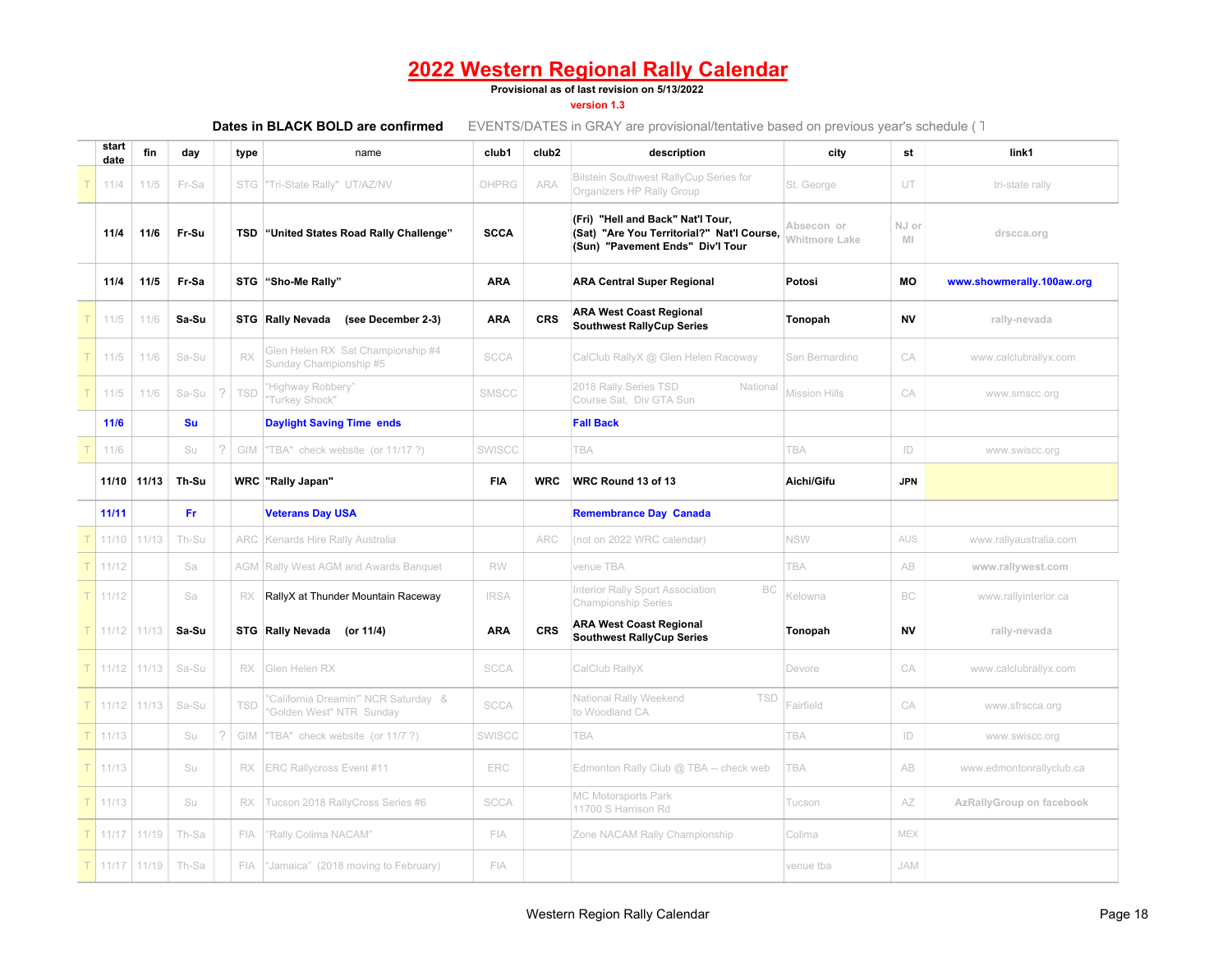# 2022 Western Regional Rally Calendar

**Provisional as of last revision on 5/13/2022**

version 1.3

**Dates in BLACK BOLD are confirmed** EVENTS/DATES in GRAY are provisional/tentative based on previous year's schedule ( T

| | start date | fin | day | | type | name | club1 | club2 | description | city | st | link1 |
|---|---|---|---|---|---|---|---|---|---|---|---|---|
| T | 11/4 | 11/5 | Fr-Sa | | STG | "Tri-State Rally" UT/AZ/NV | OHPRG | ARA | Bilstein Southwest RallyCup Series for Organizers HP Rally Group | St. George | UT | tri-state rally |
| | **11/4** | **11/6** | **Fr-Su** | | **TSD** | **"United States Road Rally Challenge"** | **SCCA** | | **(Fri) "Hell and Back" Nat'l Tour, (Sat) "Are You Territorial?" Nat'l Course, (Sun) "Pavement Ends" Div'l Tour** | Absecon or Whitmore Lake | NJ or MI | drscca.org |
| | **11/4** | **11/5** | **Fr-Sa** | | **STG** | **"Sho-Me Rally"** | **ARA** | | **ARA Central Super Regional** | **Potosi** | **MO** | **www.showmerally.100aw.org** |
| T | 11/5 | 11/6 | **Sa-Su** | | **STG** | **Rally Nevada (see December 2-3)** | **ARA** | **CRS** | **ARA West Coast Regional Southwest RallyCup Series** | **Tonopah** | **NV** | rally-nevada |
| T | 11/5 | 11/6 | Sa-Su | | RX | Glen Helen RX Sat Championship #4 Sunday Championship #5 | SCCA | | CalClub RallyX @ Glen Helen Raceway | San Bernardino | CA | www.calclubrallyx.com |
| T | 11/5 | 11/6 | Sa-Su | ? | TSD | "Highway Robbery" "Turkey Shock" | SMSCC | | 2018 Rally Series TSD National Course Sat, Div GTA Sun | Mission Hills | CA | www.smscc.org |
| | **11/6** | | **Su** | | | **Daylight Saving Time ends** | | | **Fall Back** | | | |
| T | 11/6 | | Su | ? | GIM | "TBA" check website (or 11/17 ?) | SWISCC | | TBA | TBA | ID | www.swiscc.org |
| | **11/10** | **11/13** | **Th-Su** | | **WRC** | **"Rally Japan"** | **FIA** | **WRC** | **WRC Round 13 of 13** | **Aichi/Gifu** | **JPN** | |
| | **11/11** | | **Fr** | | | **Veterans Day USA** | | | **Remembrance Day Canada** | | | |
| T | 11/10 | 11/13 | Th-Su | | ARC | Kenards Hire Rally Australia | | ARC | (not on 2022 WRC calendar) | NSW | AUS | www.rallyaustralia.com |
| T | 11/12 | | Sa | | AGM | Rally West AGM and Awards Banquet | RW | | venue TBA | TBA | AB | www.rallywest.com |
| T | 11/12 | | Sa | | RX | RallyX at Thunder Mountain Raceway | IRSA | | Interior Rally Sport Association BC Championship Series | Kelowna | BC | www.rallyinterior.ca |
| T | 11/12 | 11/13 | **Sa-Su** | | **STG** | **Rally Nevada (or 11/4)** | **ARA** | **CRS** | **ARA West Coast Regional Southwest RallyCup Series** | **Tonopah** | **NV** | rally-nevada |
| T | 11/12 | 11/13 | Sa-Su | | RX | Glen Helen RX | SCCA | | CalClub RallyX | Devore | CA | www.calclubrallyx.com |
| T | 11/12 | 11/13 | Sa-Su | | TSD | "California Dreamin'" NCR Saturday & "Golden West" NTR Sunday | SCCA | | National Rally Weekend TSD to Woodland CA | Fairfield | CA | www.sfrscca.org |
| T | 11/13 | | Su | ? | GIM | "TBA" check website (or 11/7 ?) | SWISCC | | TBA | TBA | ID | www.swiscc.org |
| T | 11/13 | | Su | | RX | ERC Rallycross Event #11 | ERC | | Edmonton Rally Club @ TBA -- check web | TBA | AB | www.edmontonrallyclub.ca |
| T | 11/13 | | Su | | RX | Tucson 2018 RallyCross Series #6 | SCCA | | MC Motorsports Park 11700 S Harrison Rd | Tucson | AZ | AzRallyGroup on facebook |
| T | 11/17 | 11/19 | Th-Sa | | FIA | "Rally Colima NACAM" | FIA | | Zone NACAM Rally Championship | Colima | MEX | |
| T | 11/17 | 11/19 | Th-Sa | | FIA | "Jamaica" (2018 moving to February) | FIA | | | venue tba | JAM | |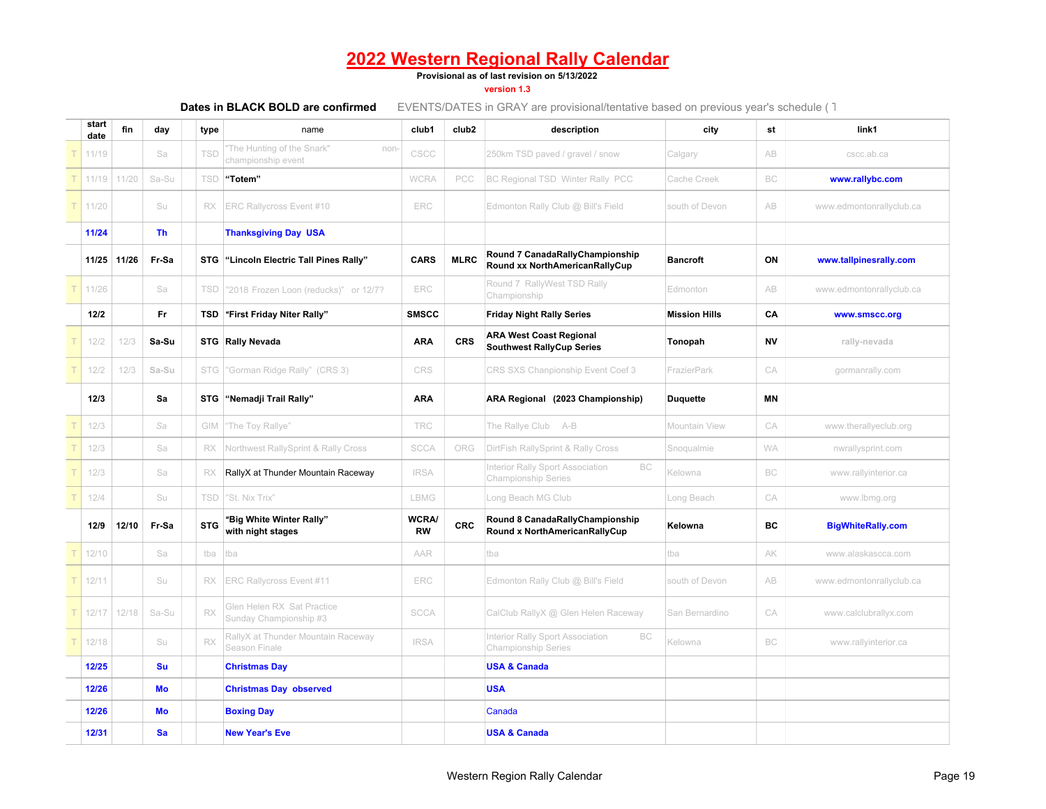# 2022 Western Regional Rally Calendar

**Provisional as of last revision on 5/13/2022**

version 1.3

**Dates in BLACK BOLD are confirmed** EVENTS/DATES in GRAY are provisional/tentative based on previous year's schedule ( T

| | start date | fin | day | | type | name | club1 | club2 | description | city | st | link1 |
|---|---|---|---|---|---|---|---|---|---|---|---|---|
| T | 11/19 | | Sa | | TSD | "The Hunting of the Snark" non-championship event | CSCC | | 250km TSD paved / gravel / snow | Calgary | AB | cscc.ab.ca |
| T | 11/19 | 11/20 | Sa-Su | | TSD | **"Totem"** | WCRA | PCC | BC Regional TSD Winter Rally PCC | Cache Creek | BC | **www.rallybc.com** |
| T | 11/20 | | Su | | RX | ERC Rallycross Event #10 | ERC | | Edmonton Rally Club @ Bill's Field | south of Devon | AB | www.edmontonrallyclub.ca |
| | **11/24** | | **Th** | | | **Thanksgiving Day USA** | | | | | | |
| | **11/25** | **11/26** | **Fr-Sa** | | **STG** | **"Lincoln Electric Tall Pines Rally"** | **CARS** | **MLRC** | **Round 7 CanadaRallyChampionship Round xx NorthAmericanRallyCup** | **Bancroft** | **ON** | **www.tallpinesrally.com** |
| T | 11/26 | | Sa | | TSD | "2018 Frozen Loon (reducks)" or 12/7? | ERC | | Round 7 RallyWest TSD Rally Championship | Edmonton | AB | www.edmontonrallyclub.ca |
| | **12/2** | | **Fr** | | **TSD** | **"First Friday Niter Rally"** | **SMSCC** | | **Friday Night Rally Series** | **Mission Hills** | **CA** | **www.smscc.org** |
| T | 12/2 | 12/3 | **Sa-Su** | | **STG** | **Rally Nevada** | **ARA** | **CRS** | **ARA West Coast Regional Southwest RallyCup Series** | **Tonopah** | **NV** | **rally-nevada** |
| T | 12/2 | 12/3 | **Sa-Su** | | STG | "Gorman Ridge Rally" (CRS 3) | CRS | | CRS SXS Chanpionship Event Coef 3 | FrazierPark | CA | gormanrally.com |
| | **12/3** | | **Sa** | | **STG** | **"Nemadji Trail Rally"** | **ARA** | | **ARA Regional (2023 Championship)** | **Duquette** | **MN** | |
| T | 12/3 | | *Sa* | | GIM | "The Toy Rallye" | TRC | | The Rallye Club A-B | Mountain View | CA | www.therallyeclub.org |
| T | 12/3 | | Sa | | RX | Northwest RallySprint & Rally Cross | SCCA | ORG | DirtFish RallySprint & Rally Cross | Snoqualmie | WA | nwrallysprint.com |
| T | 12/3 | | Sa | | RX | RallyX at Thunder Mountain Raceway | IRSA | | Interior Rally Sport Association BC Championship Series | Kelowna | BC | www.rallyinterior.ca |
| T | 12/4 | | Su | | TSD | "St. Nix Trix" | LBMG | | Long Beach MG Club | Long Beach | CA | www.lbmg.org |
| | **12/9** | **12/10** | **Fr-Sa** | | **STG** | **"Big White Winter Rally" with night stages** | **WCRA/ RW** | **CRC** | **Round 8 CanadaRallyChampionship Round x NorthAmericanRallyCup** | **Kelowna** | **BC** | **BigWhiteRally.com** |
| T | 12/10 | | Sa | | tba | tba | AAR | | tba | tba | AK | www.alaskascca.com |
| T | 12/11 | | Su | | RX | ERC Rallycross Event #11 | ERC | | Edmonton Rally Club @ Bill's Field | south of Devon | AB | www.edmontonrallyclub.ca |
| T | 12/17 | 12/18 | Sa-Su | | RX | Glen Helen RX Sat Practice Sunday Championship #3 | SCCA | | CalClub RallyX @ Glen Helen Raceway | San Bernardino | CA | www.calclubrallyx.com |
| T | 12/18 | | Su | | RX | RallyX at Thunder Mountain Raceway Season Finale | IRSA | | Interior Rally Sport Association BC Championship Series | Kelowna | BC | www.rallyinterior.ca |
| | **12/25** | | **Su** | | | **Christmas Day** | | | **USA & Canada** | | | |
| | **12/26** | | **Mo** | | | **Christmas Day observed** | | | **USA** | | | |
| | **12/26** | | **Mo** | | | **Boxing Day** | | | Canada | | | |
| | **12/31** | | **Sa** | | | **New Year's Eve** | | | **USA & Canada** | | | |

Western Region Rally Calendar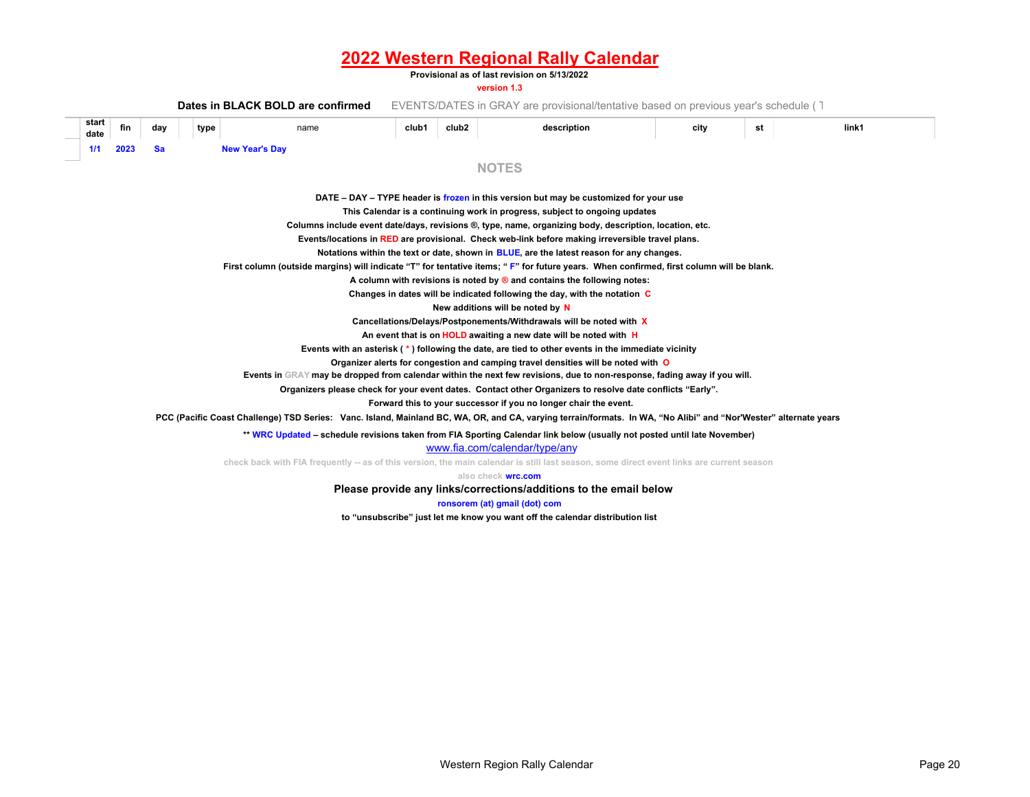# 2022 Western Regional Rally Calendar

**Provisional as of last revision on 5/13/2022**

**version 1.3**

**Dates in BLACK BOLD are confirmed** EVENTS/DATES in GRAY are provisional/tentative based on previous year's schedule ( T

| | start date | fin | day | | type | name | club1 | club2 | description | city | st | link1 |
|---|---|---|---|---|---|---|---|---|---|---|---|---|
| | 1/1 | 2023 | Sa | | | New Year's Day | | | | | | |

## NOTES

**DATE – DAY – TYPE header is frozen in this version but may be customized for your use**

**This Calendar is a continuing work in progress, subject to ongoing updates**

**Columns include event date/days, revisions ®, type, name, organizing body, description, location, etc.**

**Events/locations in RED are provisional. Check web-link before making irreversible travel plans.**

**Notations within the text or date, shown in BLUE, are the latest reason for any changes.**

**First column (outside margins) will indicate "T" for tentative items; " F" for future years. When confirmed, first column will be blank.**

**A column with revisions is noted by ® and contains the following notes:**

**Changes in dates will be indicated following the day, with the notation C**

**New additions will be noted by N**

**Cancellations/Delays/Postponements/Withdrawals will be noted with X**

**An event that is on HOLD awaiting a new date will be noted with H**

**Events with an asterisk ( * ) following the date, are tied to other events in the immediate vicinity**

**Organizer alerts for congestion and camping travel densities will be noted with O**

**Events in GRAY may be dropped from calendar within the next few revisions, due to non-response, fading away if you will.**

**Organizers please check for your event dates. Contact other Organizers to resolve date conflicts "Early".**

**Forward this to your successor if you no longer chair the event.**

**PCC (Pacific Coast Challenge) TSD Series: Vanc. Island, Mainland BC, WA, OR, and CA, varying terrain/formats. In WA, "No Alibi" and "Nor'Wester" alternate years**

**** WRC Updated – schedule revisions taken from FIA Sporting Calendar link below (usually not posted until late November)**

www.fia.com/calendar/type/any

check back with FIA frequently -- as of this version, the main calendar is still last season, some direct event links are current season

also check **wrc.com**

**Please provide any links/corrections/additions to the email below**

**ronsorem (at) gmail (dot) com**

**to "unsubscribe" just let me know you want off the calendar distribution list**